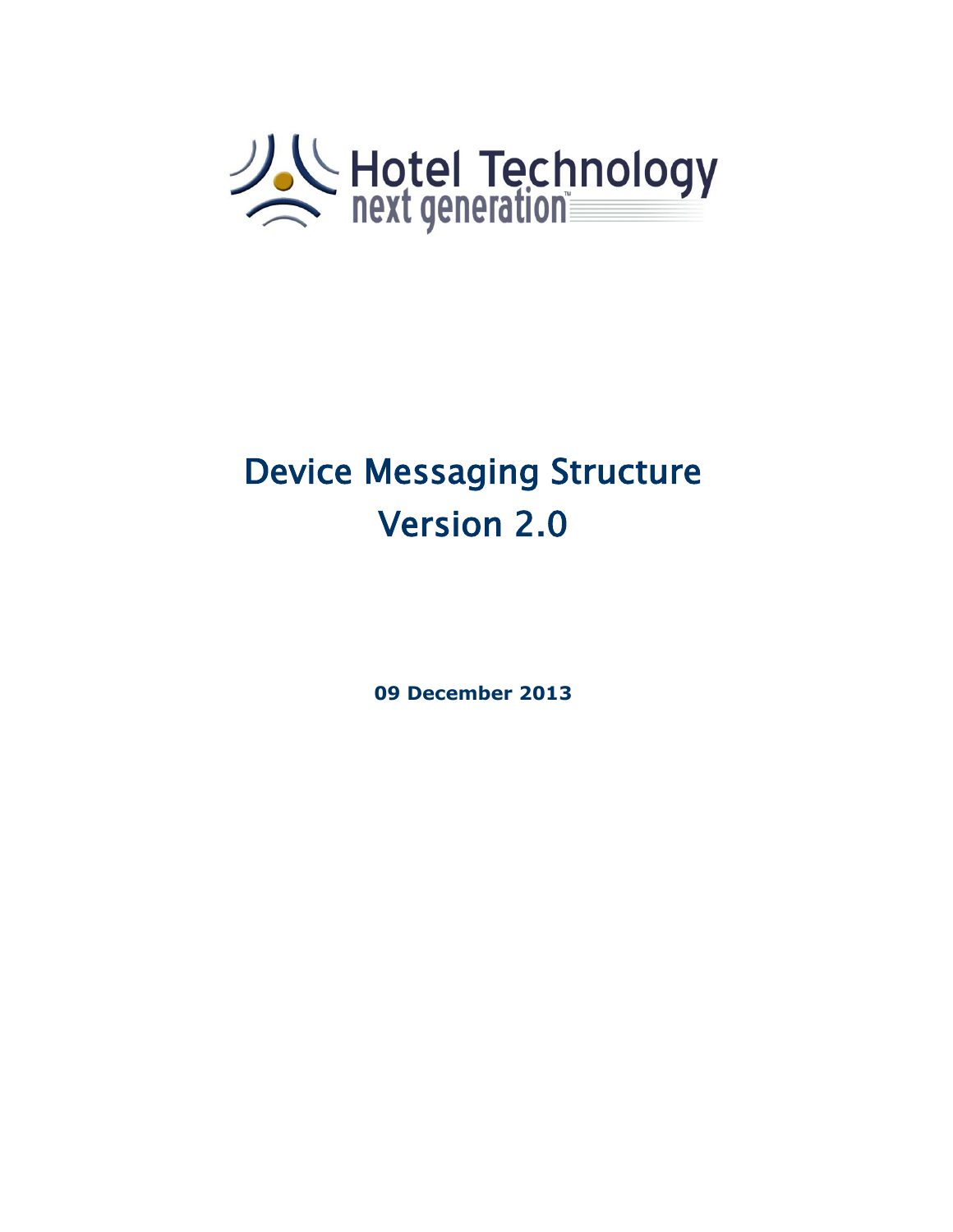# Device Messaging Structure
# Version 2.0

**09 December 2013**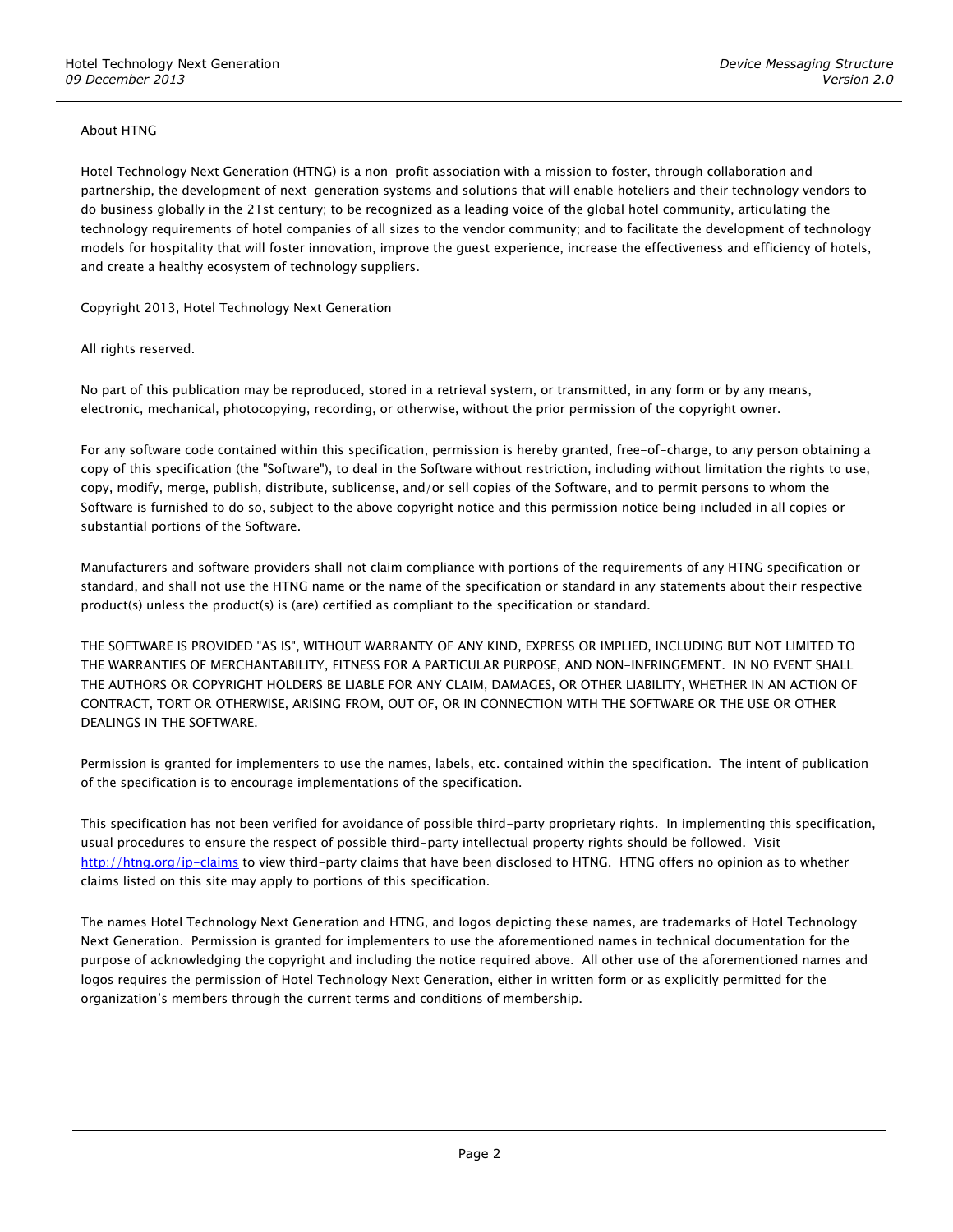About HTNG

Hotel Technology Next Generation (HTNG) is a non-profit association with a mission to foster, through collaboration and partnership, the development of next-generation systems and solutions that will enable hoteliers and their technology vendors to do business globally in the 21st century; to be recognized as a leading voice of the global hotel community, articulating the technology requirements of hotel companies of all sizes to the vendor community; and to facilitate the development of technology models for hospitality that will foster innovation, improve the guest experience, increase the effectiveness and efficiency of hotels, and create a healthy ecosystem of technology suppliers.

Copyright 2013, Hotel Technology Next Generation

All rights reserved.

No part of this publication may be reproduced, stored in a retrieval system, or transmitted, in any form or by any means, electronic, mechanical, photocopying, recording, or otherwise, without the prior permission of the copyright owner.

For any software code contained within this specification, permission is hereby granted, free-of-charge, to any person obtaining a copy of this specification (the "Software"), to deal in the Software without restriction, including without limitation the rights to use, copy, modify, merge, publish, distribute, sublicense, and/or sell copies of the Software, and to permit persons to whom the Software is furnished to do so, subject to the above copyright notice and this permission notice being included in all copies or substantial portions of the Software.

Manufacturers and software providers shall not claim compliance with portions of the requirements of any HTNG specification or standard, and shall not use the HTNG name or the name of the specification or standard in any statements about their respective product(s) unless the product(s) is (are) certified as compliant to the specification or standard.

THE SOFTWARE IS PROVIDED "AS IS", WITHOUT WARRANTY OF ANY KIND, EXPRESS OR IMPLIED, INCLUDING BUT NOT LIMITED TO THE WARRANTIES OF MERCHANTABILITY, FITNESS FOR A PARTICULAR PURPOSE, AND NON-INFRINGEMENT. IN NO EVENT SHALL THE AUTHORS OR COPYRIGHT HOLDERS BE LIABLE FOR ANY CLAIM, DAMAGES, OR OTHER LIABILITY, WHETHER IN AN ACTION OF CONTRACT, TORT OR OTHERWISE, ARISING FROM, OUT OF, OR IN CONNECTION WITH THE SOFTWARE OR THE USE OR OTHER DEALINGS IN THE SOFTWARE.

Permission is granted for implementers to use the names, labels, etc. contained within the specification. The intent of publication of the specification is to encourage implementations of the specification.

This specification has not been verified for avoidance of possible third-party proprietary rights. In implementing this specification, usual procedures to ensure the respect of possible third-party intellectual property rights should be followed. Visit http://htng.org/ip-claims to view third-party claims that have been disclosed to HTNG. HTNG offers no opinion as to whether claims listed on this site may apply to portions of this specification.

The names Hotel Technology Next Generation and HTNG, and logos depicting these names, are trademarks of Hotel Technology Next Generation. Permission is granted for implementers to use the aforementioned names in technical documentation for the purpose of acknowledging the copyright and including the notice required above. All other use of the aforementioned names and logos requires the permission of Hotel Technology Next Generation, either in written form or as explicitly permitted for the organization's members through the current terms and conditions of membership.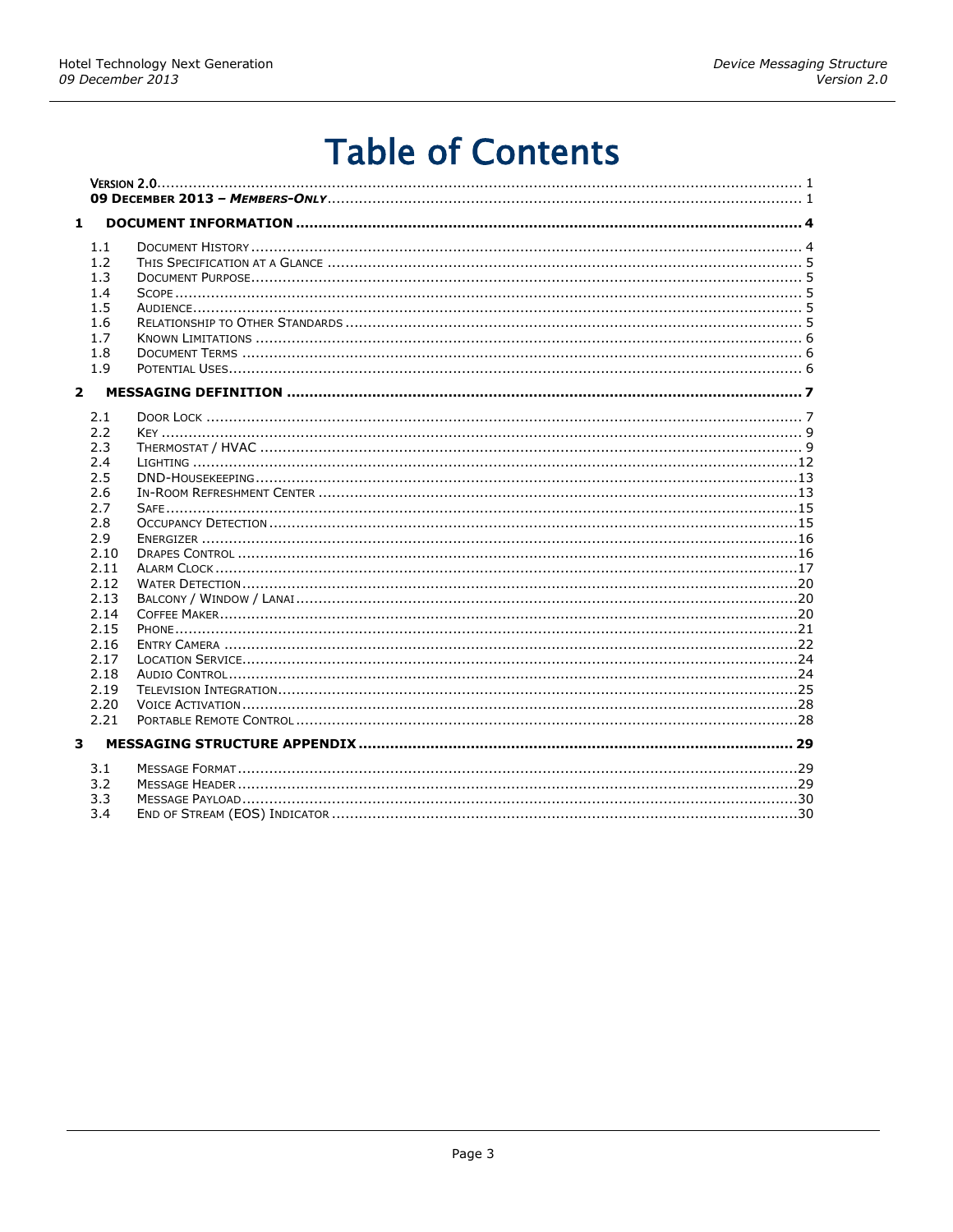# Table of Contents

VERSION 2.0 ........ 1
09 DECEMBER 2013 – *MEMBERS-ONLY* ........ 1

**1 DOCUMENT INFORMATION ........ 4**

- 1.1 DOCUMENT HISTORY ........ 4
- 1.2 THIS SPECIFICATION AT A GLANCE ........ 5
- 1.3 DOCUMENT PURPOSE ........ 5
- 1.4 SCOPE ........ 5
- 1.5 AUDIENCE ........ 5
- 1.6 RELATIONSHIP TO OTHER STANDARDS ........ 5
- 1.7 KNOWN LIMITATIONS ........ 6
- 1.8 DOCUMENT TERMS ........ 6
- 1.9 POTENTIAL USES ........ 6

**2 MESSAGING DEFINITION ........ 7**

- 2.1 DOOR LOCK ........ 7
- 2.2 KEY ........ 9
- 2.3 THERMOSTAT / HVAC ........ 9
- 2.4 LIGHTING ........ 12
- 2.5 DND-HOUSEKEEPING ........ 13
- 2.6 IN-ROOM REFRESHMENT CENTER ........ 13
- 2.7 SAFE ........ 15
- 2.8 OCCUPANCY DETECTION ........ 15
- 2.9 ENERGIZER ........ 16
- 2.10 DRAPES CONTROL ........ 16
- 2.11 ALARM CLOCK ........ 17
- 2.12 WATER DETECTION ........ 20
- 2.13 BALCONY / WINDOW / LANAI ........ 20
- 2.14 COFFEE MAKER ........ 20
- 2.15 PHONE ........ 21
- 2.16 ENTRY CAMERA ........ 22
- 2.17 LOCATION SERVICE ........ 24
- 2.18 AUDIO CONTROL ........ 24
- 2.19 TELEVISION INTEGRATION ........ 25
- 2.20 VOICE ACTIVATION ........ 28
- 2.21 PORTABLE REMOTE CONTROL ........ 28

**3 MESSAGING STRUCTURE APPENDIX ........ 29**

- 3.1 MESSAGE FORMAT ........ 29
- 3.2 MESSAGE HEADER ........ 29
- 3.3 MESSAGE PAYLOAD ........ 30
- 3.4 END OF STREAM (EOS) INDICATOR ........ 30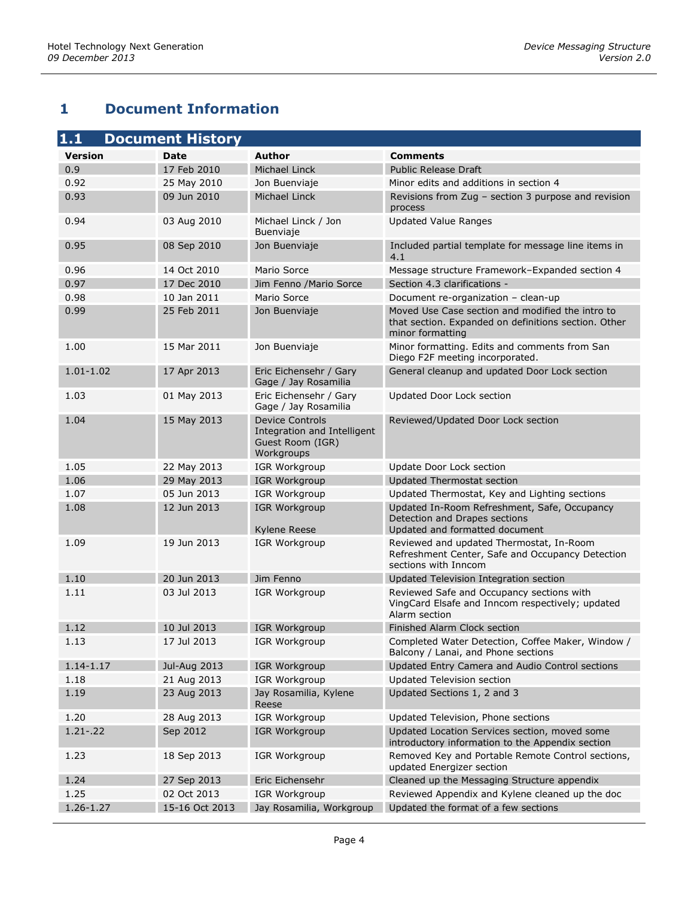# 1 Document Information

## 1.1 Document History

| Version | Date | Author | Comments |
|---|---|---|---|
| 0.9 | 17 Feb 2010 | Michael Linck | Public Release Draft |
| 0.92 | 25 May 2010 | Jon Buenviaje | Minor edits and additions in section 4 |
| 0.93 | 09 Jun 2010 | Michael Linck | Revisions from Zug – section 3 purpose and revision process |
| 0.94 | 03 Aug 2010 | Michael Linck / Jon Buenviaje | Updated Value Ranges |
| 0.95 | 08 Sep 2010 | Jon Buenviaje | Included partial template for message line items in 4.1 |
| 0.96 | 14 Oct 2010 | Mario Sorce | Message structure Framework–Expanded section 4 |
| 0.97 | 17 Dec 2010 | Jim Fenno /Mario Sorce | Section 4.3 clarifications - |
| 0.98 | 10 Jan 2011 | Mario Sorce | Document re-organization – clean-up |
| 0.99 | 25 Feb 2011 | Jon Buenviaje | Moved Use Case section and modified the intro to that section. Expanded on definitions section. Other minor formatting |
| 1.00 | 15 Mar 2011 | Jon Buenviaje | Minor formatting. Edits and comments from San Diego F2F meeting incorporated. |
| 1.01-1.02 | 17 Apr 2013 | Eric Eichensehr / Gary Gage / Jay Rosamilia | General cleanup and updated Door Lock section |
| 1.03 | 01 May 2013 | Eric Eichensehr / Gary Gage / Jay Rosamilia | Updated Door Lock section |
| 1.04 | 15 May 2013 | Device Controls Integration and Intelligent Guest Room (IGR) Workgroups | Reviewed/Updated Door Lock section |
| 1.05 | 22 May 2013 | IGR Workgroup | Update Door Lock section |
| 1.06 | 29 May 2013 | IGR Workgroup | Updated Thermostat section |
| 1.07 | 05 Jun 2013 | IGR Workgroup | Updated Thermostat, Key and Lighting sections |
| 1.08 | 12 Jun 2013 | IGR Workgroup<br><br>Kylene Reese | Updated In-Room Refreshment, Safe, Occupancy Detection and Drapes sections<br>Updated and formatted document |
| 1.09 | 19 Jun 2013 | IGR Workgroup | Reviewed and updated Thermostat, In-Room Refreshment Center, Safe and Occupancy Detection sections with Inncom |
| 1.10 | 20 Jun 2013 | Jim Fenno | Updated Television Integration section |
| 1.11 | 03 Jul 2013 | IGR Workgroup | Reviewed Safe and Occupancy sections with VingCard Elsafe and Inncom respectively; updated Alarm section |
| 1.12 | 10 Jul 2013 | IGR Workgroup | Finished Alarm Clock section |
| 1.13 | 17 Jul 2013 | IGR Workgroup | Completed Water Detection, Coffee Maker, Window / Balcony / Lanai, and Phone sections |
| 1.14-1.17 | Jul-Aug 2013 | IGR Workgroup | Updated Entry Camera and Audio Control sections |
| 1.18 | 21 Aug 2013 | IGR Workgroup | Updated Television section |
| 1.19 | 23 Aug 2013 | Jay Rosamilia, Kylene Reese | Updated Sections 1, 2 and 3 |
| 1.20 | 28 Aug 2013 | IGR Workgroup | Updated Television, Phone sections |
| 1.21-.22 | Sep 2012 | IGR Workgroup | Updated Location Services section, moved some introductory information to the Appendix section |
| 1.23 | 18 Sep 2013 | IGR Workgroup | Removed Key and Portable Remote Control sections, updated Energizer section |
| 1.24 | 27 Sep 2013 | Eric Eichensehr | Cleaned up the Messaging Structure appendix |
| 1.25 | 02 Oct 2013 | IGR Workgroup | Reviewed Appendix and Kylene cleaned up the doc |
| 1.26-1.27 | 15-16 Oct 2013 | Jay Rosamilia, Workgroup | Updated the format of a few sections |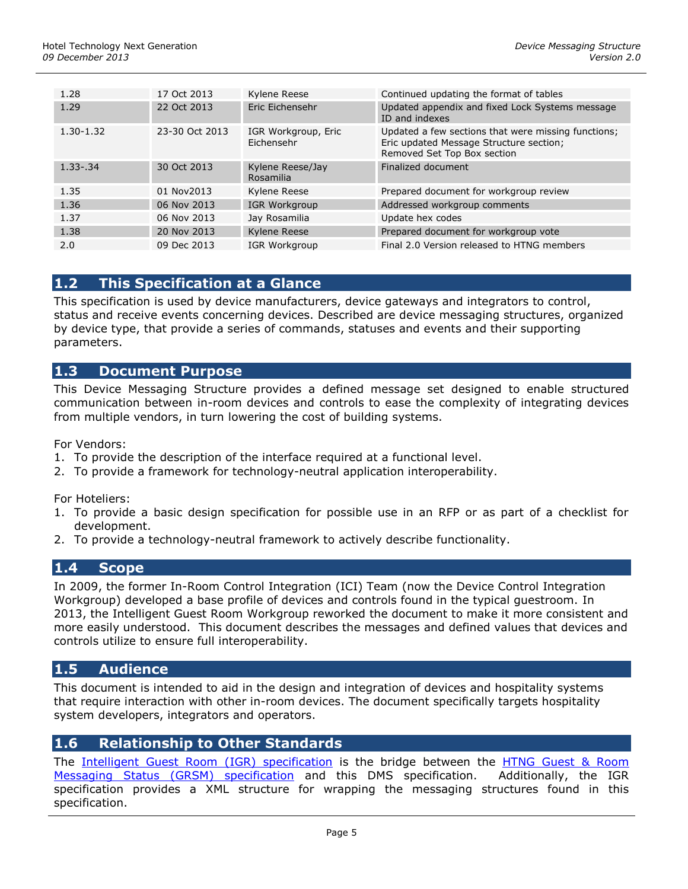| | | | |
|---|---|---|---|
| 1.28 | 17 Oct 2013 | Kylene Reese | Continued updating the format of tables |
| 1.29 | 22 Oct 2013 | Eric Eichensehr | Updated appendix and fixed Lock Systems message ID and indexes |
| 1.30-1.32 | 23-30 Oct 2013 | IGR Workgroup, Eric Eichensehr | Updated a few sections that were missing functions; Eric updated Message Structure section; Removed Set Top Box section |
| 1.33-.34 | 30 Oct 2013 | Kylene Reese/Jay Rosamilia | Finalized document |
| 1.35 | 01 Nov2013 | Kylene Reese | Prepared document for workgroup review |
| 1.36 | 06 Nov 2013 | IGR Workgroup | Addressed workgroup comments |
| 1.37 | 06 Nov 2013 | Jay Rosamilia | Update hex codes |
| 1.38 | 20 Nov 2013 | Kylene Reese | Prepared document for workgroup vote |
| 2.0 | 09 Dec 2013 | IGR Workgroup | Final 2.0 Version released to HTNG members |

## 1.2 This Specification at a Glance

This specification is used by device manufacturers, device gateways and integrators to control, status and receive events concerning devices. Described are device messaging structures, organized by device type, that provide a series of commands, statuses and events and their supporting parameters.

## 1.3 Document Purpose

This Device Messaging Structure provides a defined message set designed to enable structured communication between in-room devices and controls to ease the complexity of integrating devices from multiple vendors, in turn lowering the cost of building systems.

For Vendors:

1. To provide the description of the interface required at a functional level.
2. To provide a framework for technology-neutral application interoperability.

For Hoteliers:

1. To provide a basic design specification for possible use in an RFP or as part of a checklist for development.
2. To provide a technology-neutral framework to actively describe functionality.

## 1.4 Scope

In 2009, the former In-Room Control Integration (ICI) Team (now the Device Control Integration Workgroup) developed a base profile of devices and controls found in the typical guestroom. In 2013, the Intelligent Guest Room Workgroup reworked the document to make it more consistent and more easily understood. This document describes the messages and defined values that devices and controls utilize to ensure full interoperability.

## 1.5 Audience

This document is intended to aid in the design and integration of devices and hospitality systems that require interaction with other in-room devices. The document specifically targets hospitality system developers, integrators and operators.

## 1.6 Relationship to Other Standards

The Intelligent Guest Room (IGR) specification is the bridge between the HTNG Guest & Room Messaging Status (GRSM) specification and this DMS specification. Additionally, the IGR specification provides a XML structure for wrapping the messaging structures found in this specification.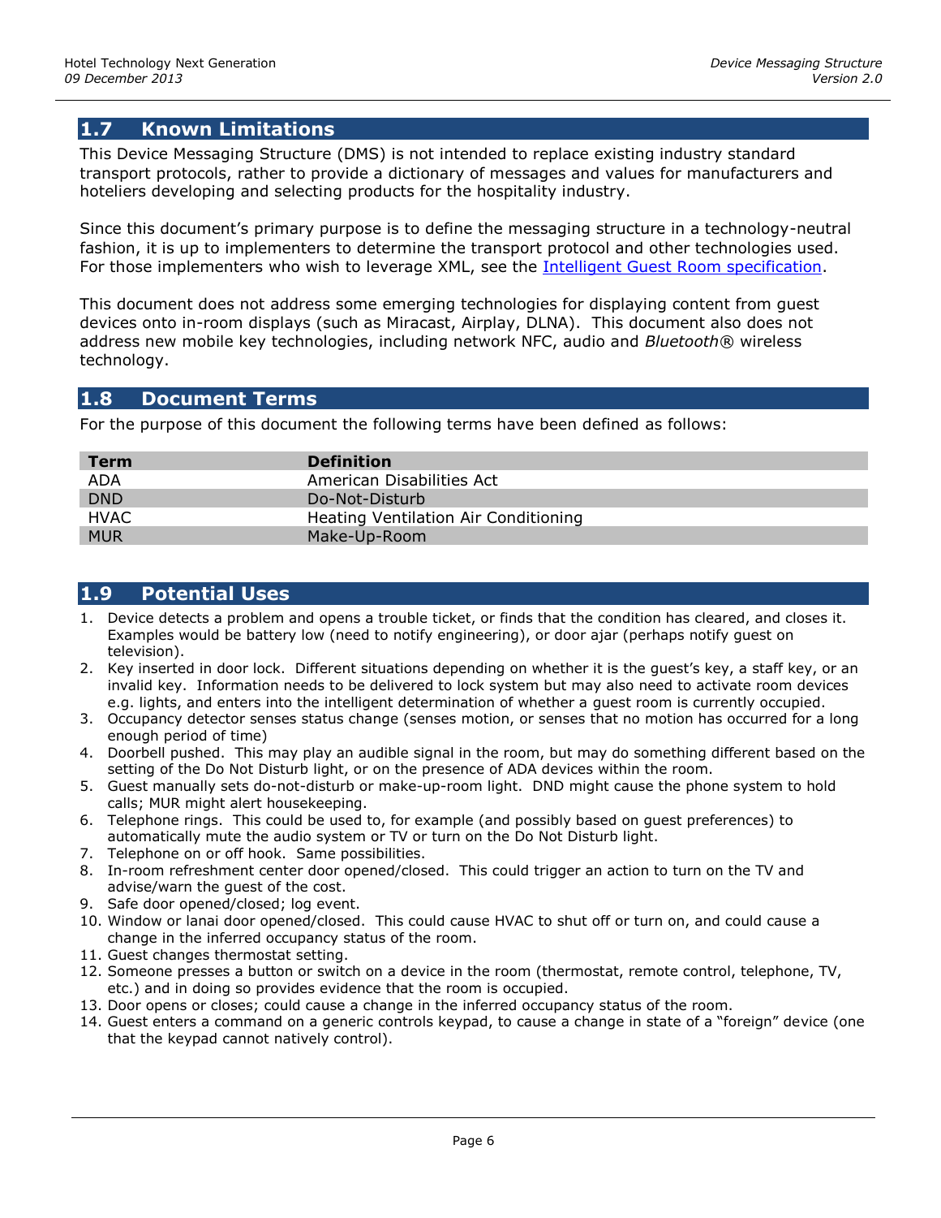## 1.7 Known Limitations

This Device Messaging Structure (DMS) is not intended to replace existing industry standard transport protocols, rather to provide a dictionary of messages and values for manufacturers and hoteliers developing and selecting products for the hospitality industry.

Since this document's primary purpose is to define the messaging structure in a technology-neutral fashion, it is up to implementers to determine the transport protocol and other technologies used. For those implementers who wish to leverage XML, see the [Intelligent Guest Room specification](Intelligent Guest Room specification).

This document does not address some emerging technologies for displaying content from guest devices onto in-room displays (such as Miracast, Airplay, DLNA). This document also does not address new mobile key technologies, including network NFC, audio and *Bluetooth*® wireless technology.

## 1.8 Document Terms

For the purpose of this document the following terms have been defined as follows:

| Term | Definition |
|---|---|
| ADA | American Disabilities Act |
| DND | Do-Not-Disturb |
| HVAC | Heating Ventilation Air Conditioning |
| MUR | Make-Up-Room |

## 1.9 Potential Uses

1. Device detects a problem and opens a trouble ticket, or finds that the condition has cleared, and closes it. Examples would be battery low (need to notify engineering), or door ajar (perhaps notify guest on television).
2. Key inserted in door lock. Different situations depending on whether it is the guest's key, a staff key, or an invalid key. Information needs to be delivered to lock system but may also need to activate room devices e.g. lights, and enters into the intelligent determination of whether a guest room is currently occupied.
3. Occupancy detector senses status change (senses motion, or senses that no motion has occurred for a long enough period of time)
4. Doorbell pushed. This may play an audible signal in the room, but may do something different based on the setting of the Do Not Disturb light, or on the presence of ADA devices within the room.
5. Guest manually sets do-not-disturb or make-up-room light. DND might cause the phone system to hold calls; MUR might alert housekeeping.
6. Telephone rings. This could be used to, for example (and possibly based on guest preferences) to automatically mute the audio system or TV or turn on the Do Not Disturb light.
7. Telephone on or off hook. Same possibilities.
8. In-room refreshment center door opened/closed. This could trigger an action to turn on the TV and advise/warn the guest of the cost.
9. Safe door opened/closed; log event.
10. Window or lanai door opened/closed. This could cause HVAC to shut off or turn on, and could cause a change in the inferred occupancy status of the room.
11. Guest changes thermostat setting.
12. Someone presses a button or switch on a device in the room (thermostat, remote control, telephone, TV, etc.) and in doing so provides evidence that the room is occupied.
13. Door opens or closes; could cause a change in the inferred occupancy status of the room.
14. Guest enters a command on a generic controls keypad, to cause a change in state of a "foreign" device (one that the keypad cannot natively control).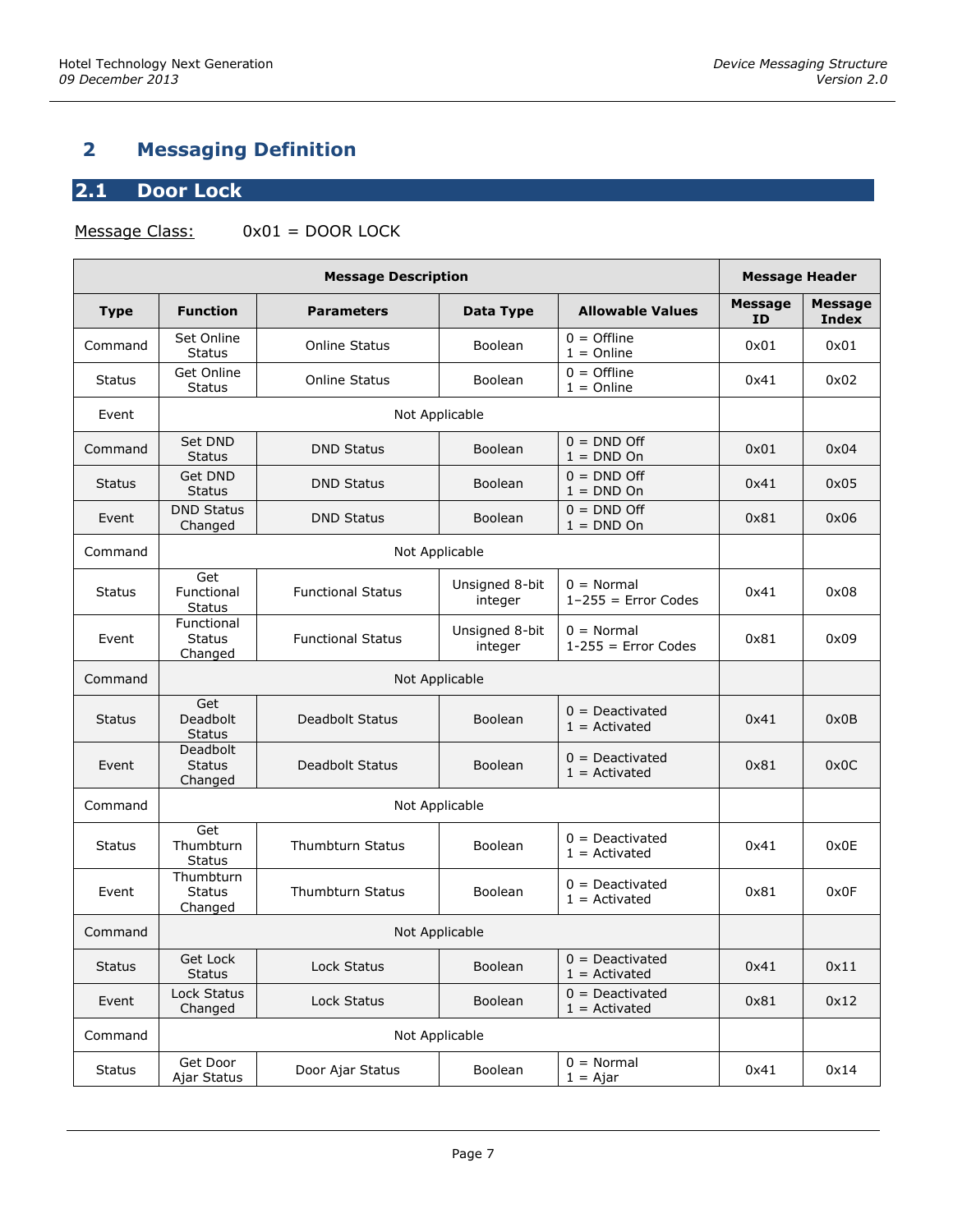# 2 Messaging Definition

## 2.1 Door Lock

Message Class: 0x01 = DOOR LOCK

| Message Description | | | | | Message Header | |
|---|---|---|---|---|---|---|
| **Type** | **Function** | **Parameters** | **Data Type** | **Allowable Values** | **Message ID** | **Message Index** |
| Command | Set Online Status | Online Status | Boolean | 0 = Offline<br>1 = Online | 0x01 | 0x01 |
| Status | Get Online Status | Online Status | Boolean | 0 = Offline<br>1 = Online | 0x41 | 0x02 |
| Event | Not Applicable | | | | | |
| Command | Set DND Status | DND Status | Boolean | 0 = DND Off<br>1 = DND On | 0x01 | 0x04 |
| Status | Get DND Status | DND Status | Boolean | 0 = DND Off<br>1 = DND On | 0x41 | 0x05 |
| Event | DND Status Changed | DND Status | Boolean | 0 = DND Off<br>1 = DND On | 0x81 | 0x06 |
| Command | Not Applicable | | | | | |
| Status | Get Functional Status | Functional Status | Unsigned 8-bit integer | 0 = Normal<br>1–255 = Error Codes | 0x41 | 0x08 |
| Event | Functional Status Changed | Functional Status | Unsigned 8-bit integer | 0 = Normal<br>1-255 = Error Codes | 0x81 | 0x09 |
| Command | Not Applicable | | | | | |
| Status | Get Deadbolt Status | Deadbolt Status | Boolean | 0 = Deactivated<br>1 = Activated | 0x41 | 0x0B |
| Event | Deadbolt Status Changed | Deadbolt Status | Boolean | 0 = Deactivated<br>1 = Activated | 0x81 | 0x0C |
| Command | Not Applicable | | | | | |
| Status | Get Thumbturn Status | Thumbturn Status | Boolean | 0 = Deactivated<br>1 = Activated | 0x41 | 0x0E |
| Event | Thumbturn Status Changed | Thumbturn Status | Boolean | 0 = Deactivated<br>1 = Activated | 0x81 | 0x0F |
| Command | Not Applicable | | | | | |
| Status | Get Lock Status | Lock Status | Boolean | 0 = Deactivated<br>1 = Activated | 0x41 | 0x11 |
| Event | Lock Status Changed | Lock Status | Boolean | 0 = Deactivated<br>1 = Activated | 0x81 | 0x12 |
| Command | Not Applicable | | | | | |
| Status | Get Door Ajar Status | Door Ajar Status | Boolean | 0 = Normal<br>1 = Ajar | 0x41 | 0x14 |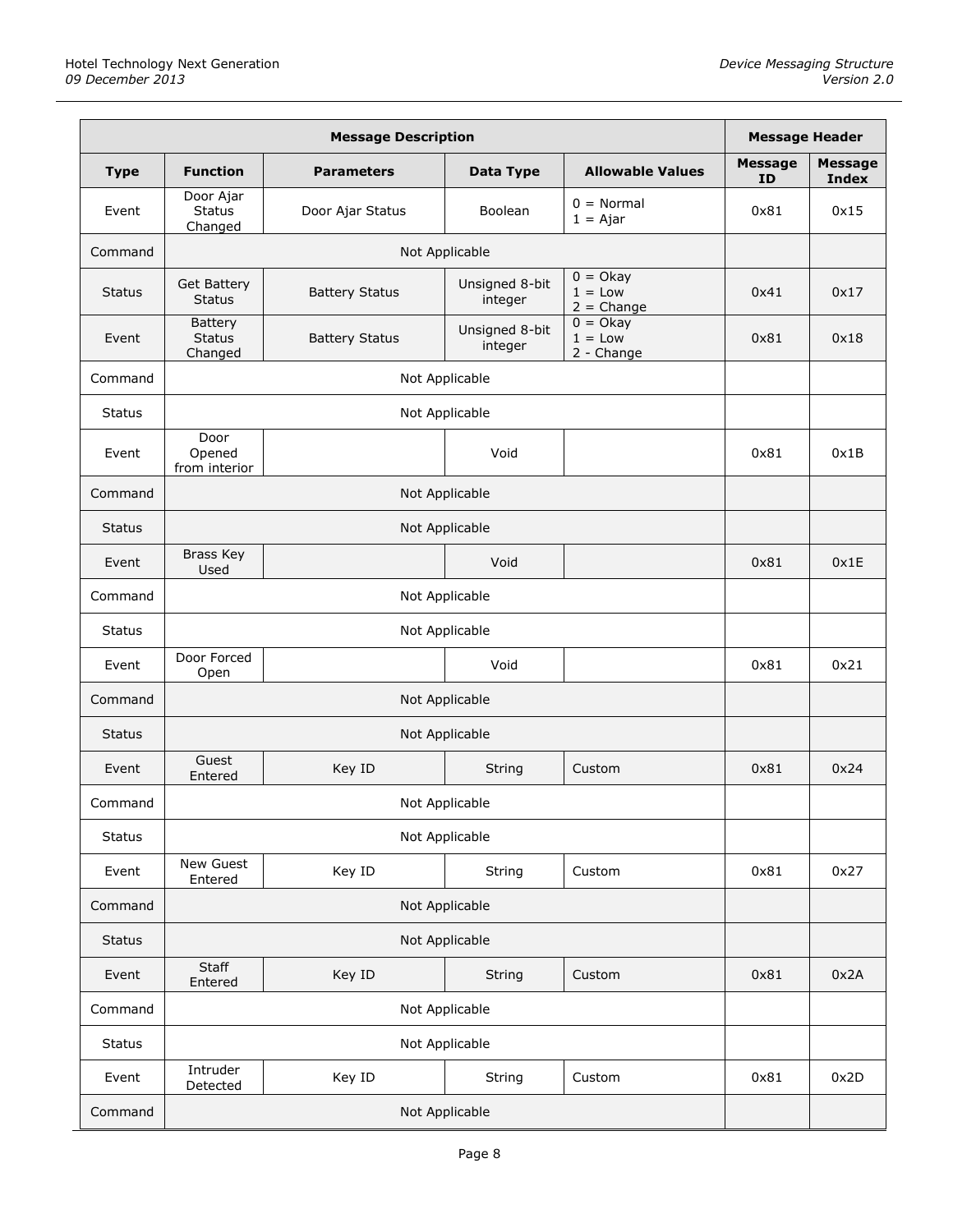| Message Description | | | | | Message Header | |
|---|---|---|---|---|---|---|
| **Type** | **Function** | **Parameters** | **Data Type** | **Allowable Values** | **Message ID** | **Message Index** |
| Event | Door Ajar Status Changed | Door Ajar Status | Boolean | 0 = Normal<br>1 = Ajar | 0x81 | 0x15 |
| Command | Not Applicable | | | | | |
| Status | Get Battery Status | Battery Status | Unsigned 8-bit integer | 0 = Okay<br>1 = Low<br>2 = Change | 0x41 | 0x17 |
| Event | Battery Status Changed | Battery Status | Unsigned 8-bit integer | 0 = Okay<br>1 = Low<br>2 - Change | 0x81 | 0x18 |
| Command | Not Applicable | | | | | |
| Status | Not Applicable | | | | | |
| Event | Door Opened from interior | | Void | | 0x81 | 0x1B |
| Command | Not Applicable | | | | | |
| Status | Not Applicable | | | | | |
| Event | Brass Key Used | | Void | | 0x81 | 0x1E |
| Command | Not Applicable | | | | | |
| Status | Not Applicable | | | | | |
| Event | Door Forced Open | | Void | | 0x81 | 0x21 |
| Command | Not Applicable | | | | | |
| Status | Not Applicable | | | | | |
| Event | Guest Entered | Key ID | String | Custom | 0x81 | 0x24 |
| Command | Not Applicable | | | | | |
| Status | Not Applicable | | | | | |
| Event | New Guest Entered | Key ID | String | Custom | 0x81 | 0x27 |
| Command | Not Applicable | | | | | |
| Status | Not Applicable | | | | | |
| Event | Staff Entered | Key ID | String | Custom | 0x81 | 0x2A |
| Command | Not Applicable | | | | | |
| Status | Not Applicable | | | | | |
| Event | Intruder Detected | Key ID | String | Custom | 0x81 | 0x2D |
| Command | Not Applicable | | | | | |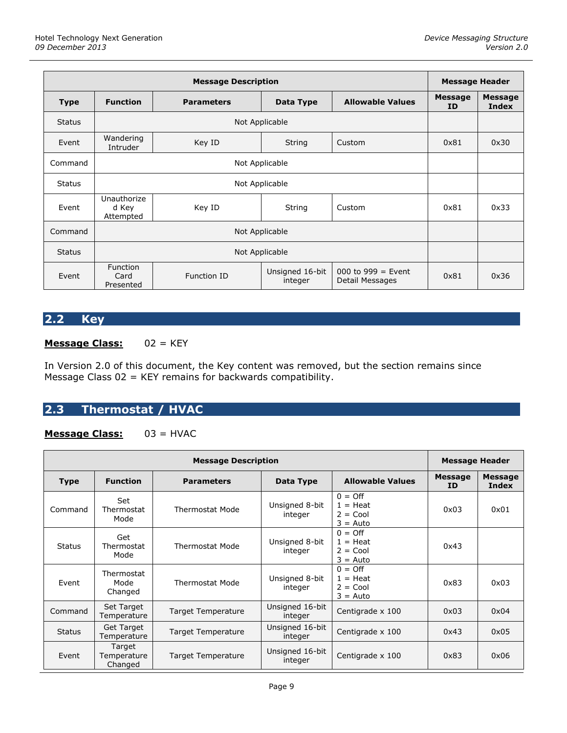| Message Description | | | | | Message Header | |
|---|---|---|---|---|---|---|
| **Type** | **Function** | **Parameters** | **Data Type** | **Allowable Values** | **Message ID** | **Message Index** |
| Status | Not Applicable | | | | | |
| Event | Wandering Intruder | Key ID | String | Custom | 0x81 | 0x30 |
| Command | Not Applicable | | | | | |
| Status | Not Applicable | | | | | |
| Event | Unauthorized Key Attempted | Key ID | String | Custom | 0x81 | 0x33 |
| Command | Not Applicable | | | | | |
| Status | Not Applicable | | | | | |
| Event | Function Card Presented | Function ID | Unsigned 16-bit integer | 000 to 999 = Event Detail Messages | 0x81 | 0x36 |

## 2.2 Key

**Message Class:** 02 = KEY

In Version 2.0 of this document, the Key content was removed, but the section remains since Message Class 02 = KEY remains for backwards compatibility.

## 2.3 Thermostat / HVAC

**Message Class:** 03 = HVAC

| Message Description | | | | | Message Header | |
|---|---|---|---|---|---|---|
| **Type** | **Function** | **Parameters** | **Data Type** | **Allowable Values** | **Message ID** | **Message Index** |
| Command | Set Thermostat Mode | Thermostat Mode | Unsigned 8-bit integer | 0 = Off<br>1 = Heat<br>2 = Cool<br>3 = Auto | 0x03 | 0x01 |
| Status | Get Thermostat Mode | Thermostat Mode | Unsigned 8-bit integer | 0 = Off<br>1 = Heat<br>2 = Cool<br>3 = Auto | 0x43 | |
| Event | Thermostat Mode Changed | Thermostat Mode | Unsigned 8-bit integer | 0 = Off<br>1 = Heat<br>2 = Cool<br>3 = Auto | 0x83 | 0x03 |
| Command | Set Target Temperature | Target Temperature | Unsigned 16-bit integer | Centigrade x 100 | 0x03 | 0x04 |
| Status | Get Target Temperature | Target Temperature | Unsigned 16-bit integer | Centigrade x 100 | 0x43 | 0x05 |
| Event | Target Temperature Changed | Target Temperature | Unsigned 16-bit integer | Centigrade x 100 | 0x83 | 0x06 |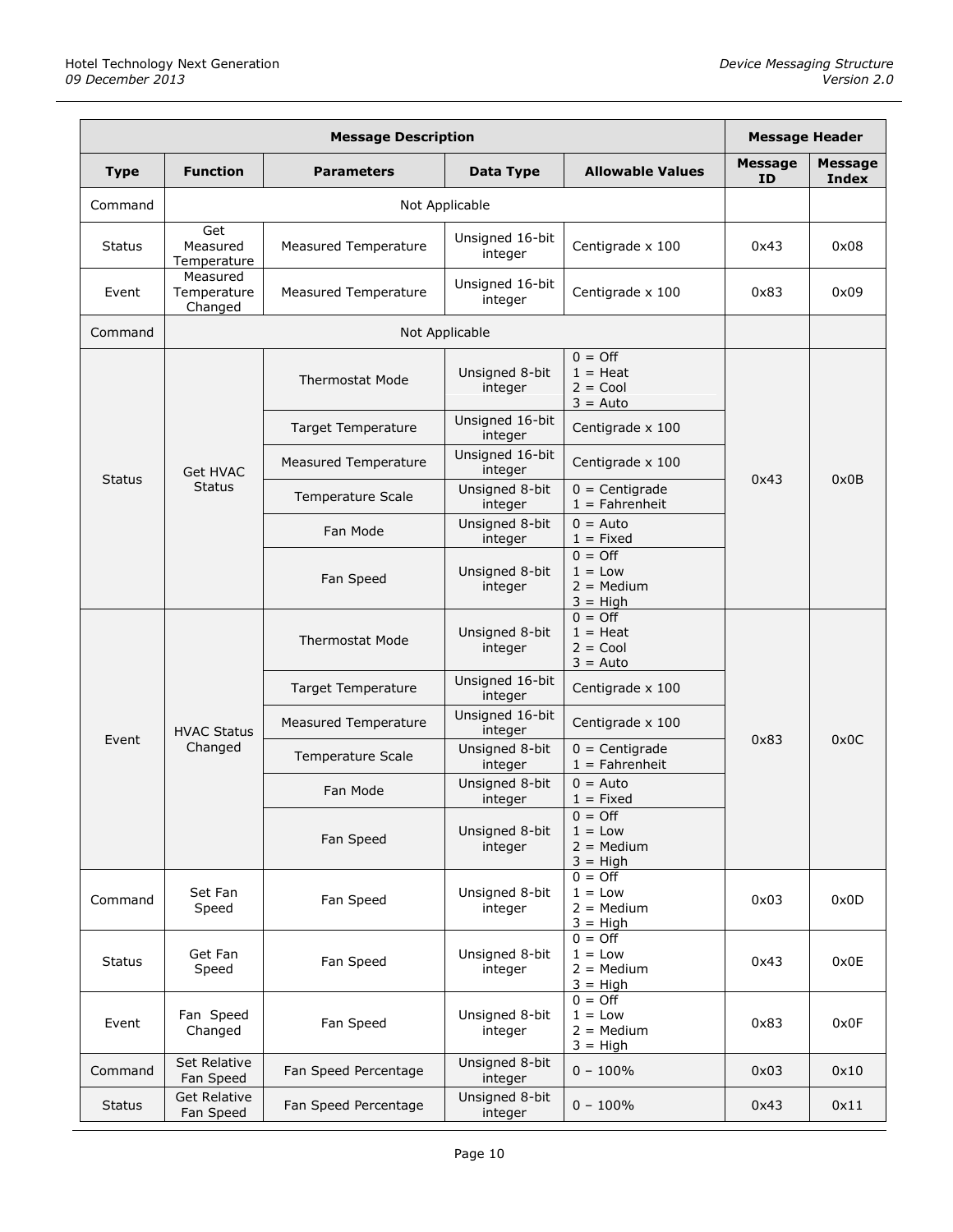| Message Description | | | | | Message Header | |
|---|---|---|---|---|---|---|
| Type | Function | Parameters | Data Type | Allowable Values | Message ID | Message Index |
| Command | Not Applicable | | | | | |
| Status | Get Measured Temperature | Measured Temperature | Unsigned 16-bit integer | Centigrade x 100 | 0x43 | 0x08 |
| Event | Measured Temperature Changed | Measured Temperature | Unsigned 16-bit integer | Centigrade x 100 | 0x83 | 0x09 |
| Command | Not Applicable | | | | | |
| Status | Get HVAC Status | Thermostat Mode | Unsigned 8-bit integer | 0 = Off<br>1 = Heat<br>2 = Cool<br>3 = Auto | 0x43 | 0x0B |
| | | Target Temperature | Unsigned 16-bit integer | Centigrade x 100 | | |
| | | Measured Temperature | Unsigned 16-bit integer | Centigrade x 100 | | |
| | | Temperature Scale | Unsigned 8-bit integer | 0 = Centigrade<br>1 = Fahrenheit | | |
| | | Fan Mode | Unsigned 8-bit integer | 0 = Auto<br>1 = Fixed | | |
| | | Fan Speed | Unsigned 8-bit integer | 0 = Off<br>1 = Low<br>2 = Medium<br>3 = High | | |
| Event | HVAC Status Changed | Thermostat Mode | Unsigned 8-bit integer | 0 = Off<br>1 = Heat<br>2 = Cool<br>3 = Auto | 0x83 | 0x0C |
| | | Target Temperature | Unsigned 16-bit integer | Centigrade x 100 | | |
| | | Measured Temperature | Unsigned 16-bit integer | Centigrade x 100 | | |
| | | Temperature Scale | Unsigned 8-bit integer | 0 = Centigrade<br>1 = Fahrenheit | | |
| | | Fan Mode | Unsigned 8-bit integer | 0 = Auto<br>1 = Fixed | | |
| | | Fan Speed | Unsigned 8-bit integer | 0 = Off<br>1 = Low<br>2 = Medium<br>3 = High | | |
| Command | Set Fan Speed | Fan Speed | Unsigned 8-bit integer | 0 = Off<br>1 = Low<br>2 = Medium<br>3 = High | 0x03 | 0x0D |
| Status | Get Fan Speed | Fan Speed | Unsigned 8-bit integer | 0 = Off<br>1 = Low<br>2 = Medium<br>3 = High | 0x43 | 0x0E |
| Event | Fan Speed Changed | Fan Speed | Unsigned 8-bit integer | 0 = Off<br>1 = Low<br>2 = Medium<br>3 = High | 0x83 | 0x0F |
| Command | Set Relative Fan Speed | Fan Speed Percentage | Unsigned 8-bit integer | 0 – 100% | 0x03 | 0x10 |
| Status | Get Relative Fan Speed | Fan Speed Percentage | Unsigned 8-bit integer | 0 – 100% | 0x43 | 0x11 |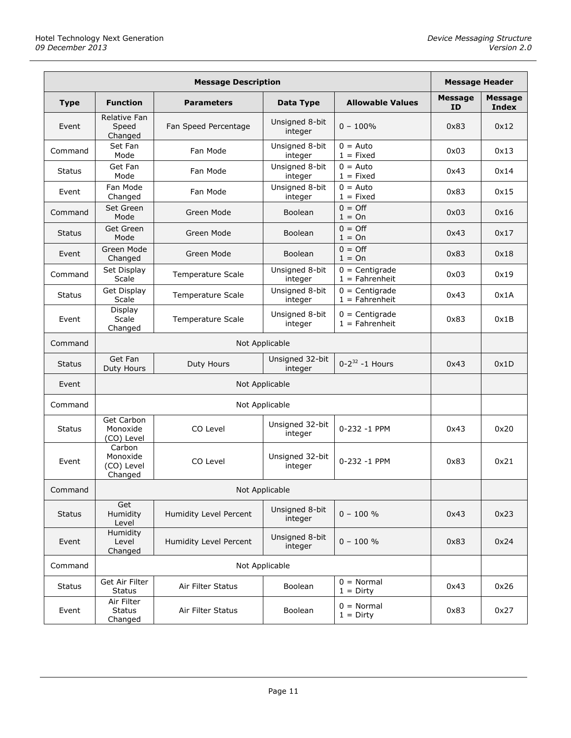| Message Description | | | | | Message Header | |
|---|---|---|---|---|---|---|
| **Type** | **Function** | **Parameters** | **Data Type** | **Allowable Values** | **Message ID** | **Message Index** |
| Event | Relative Fan Speed Changed | Fan Speed Percentage | Unsigned 8-bit integer | 0 – 100% | 0x83 | 0x12 |
| Command | Set Fan Mode | Fan Mode | Unsigned 8-bit integer | 0 = Auto<br>1 = Fixed | 0x03 | 0x13 |
| Status | Get Fan Mode | Fan Mode | Unsigned 8-bit integer | 0 = Auto<br>1 = Fixed | 0x43 | 0x14 |
| Event | Fan Mode Changed | Fan Mode | Unsigned 8-bit integer | 0 = Auto<br>1 = Fixed | 0x83 | 0x15 |
| Command | Set Green Mode | Green Mode | Boolean | 0 = Off<br>1 = On | 0x03 | 0x16 |
| Status | Get Green Mode | Green Mode | Boolean | 0 = Off<br>1 = On | 0x43 | 0x17 |
| Event | Green Mode Changed | Green Mode | Boolean | 0 = Off<br>1 = On | 0x83 | 0x18 |
| Command | Set Display Scale | Temperature Scale | Unsigned 8-bit integer | 0 = Centigrade<br>1 = Fahrenheit | 0x03 | 0x19 |
| Status | Get Display Scale | Temperature Scale | Unsigned 8-bit integer | 0 = Centigrade<br>1 = Fahrenheit | 0x43 | 0x1A |
| Event | Display Scale Changed | Temperature Scale | Unsigned 8-bit integer | 0 = Centigrade<br>1 = Fahrenheit | 0x83 | 0x1B |
| Command | Not Applicable | | | | | |
| Status | Get Fan Duty Hours | Duty Hours | Unsigned 32-bit integer | $0\text{-}2^{32}$ -1 Hours | 0x43 | 0x1D |
| Event | Not Applicable | | | | | |
| Command | Not Applicable | | | | | |
| Status | Get Carbon Monoxide (CO) Level | CO Level | Unsigned 32-bit integer | 0-232 -1 PPM | 0x43 | 0x20 |
| Event | Carbon Monoxide (CO) Level Changed | CO Level | Unsigned 32-bit integer | 0-232 -1 PPM | 0x83 | 0x21 |
| Command | Not Applicable | | | | | |
| Status | Get Humidity Level | Humidity Level Percent | Unsigned 8-bit integer | 0 – 100 % | 0x43 | 0x23 |
| Event | Humidity Level Changed | Humidity Level Percent | Unsigned 8-bit integer | 0 – 100 % | 0x83 | 0x24 |
| Command | Not Applicable | | | | | |
| Status | Get Air Filter Status | Air Filter Status | Boolean | 0 = Normal<br>1 = Dirty | 0x43 | 0x26 |
| Event | Air Filter Status Changed | Air Filter Status | Boolean | 0 = Normal<br>1 = Dirty | 0x83 | 0x27 |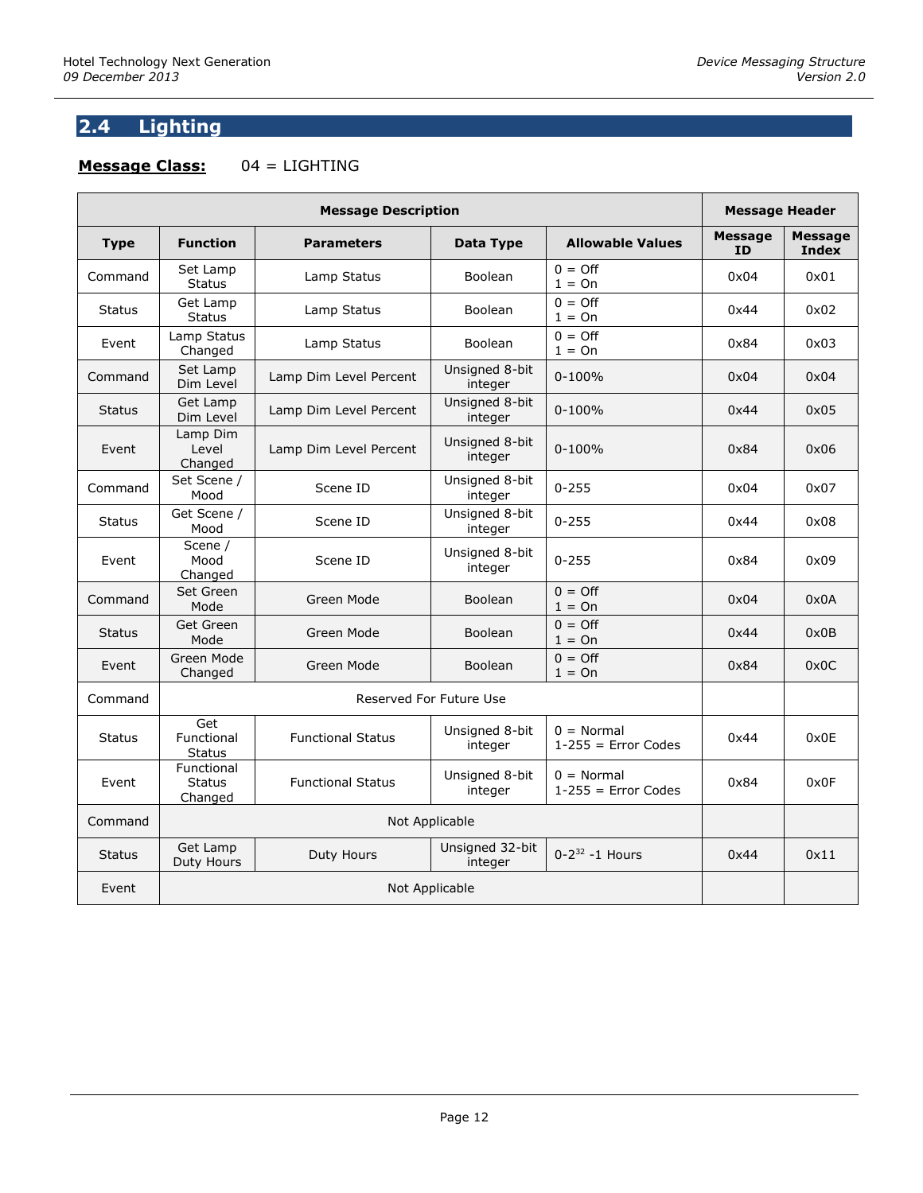## 2.4 Lighting

**Message Class:** 04 = LIGHTING

| Message Description | | | | | Message Header | |
|---|---|---|---|---|---|---|
| **Type** | **Function** | **Parameters** | **Data Type** | **Allowable Values** | **Message ID** | **Message Index** |
| Command | Set Lamp Status | Lamp Status | Boolean | 0 = Off<br>1 = On | 0x04 | 0x01 |
| Status | Get Lamp Status | Lamp Status | Boolean | 0 = Off<br>1 = On | 0x44 | 0x02 |
| Event | Lamp Status Changed | Lamp Status | Boolean | 0 = Off<br>1 = On | 0x84 | 0x03 |
| Command | Set Lamp Dim Level | Lamp Dim Level Percent | Unsigned 8-bit integer | 0-100% | 0x04 | 0x04 |
| Status | Get Lamp Dim Level | Lamp Dim Level Percent | Unsigned 8-bit integer | 0-100% | 0x44 | 0x05 |
| Event | Lamp Dim Level Changed | Lamp Dim Level Percent | Unsigned 8-bit integer | 0-100% | 0x84 | 0x06 |
| Command | Set Scene / Mood | Scene ID | Unsigned 8-bit integer | 0-255 | 0x04 | 0x07 |
| Status | Get Scene / Mood | Scene ID | Unsigned 8-bit integer | 0-255 | 0x44 | 0x08 |
| Event | Scene / Mood Changed | Scene ID | Unsigned 8-bit integer | 0-255 | 0x84 | 0x09 |
| Command | Set Green Mode | Green Mode | Boolean | 0 = Off<br>1 = On | 0x04 | 0x0A |
| Status | Get Green Mode | Green Mode | Boolean | 0 = Off<br>1 = On | 0x44 | 0x0B |
| Event | Green Mode Changed | Green Mode | Boolean | 0 = Off<br>1 = On | 0x84 | 0x0C |
| Command | Reserved For Future Use | | | | | |
| Status | Get Functional Status | Functional Status | Unsigned 8-bit integer | 0 = Normal<br>1-255 = Error Codes | 0x44 | 0x0E |
| Event | Functional Status Changed | Functional Status | Unsigned 8-bit integer | 0 = Normal<br>1-255 = Error Codes | 0x84 | 0x0F |
| Command | Not Applicable | | | | | |
| Status | Get Lamp Duty Hours | Duty Hours | Unsigned 32-bit integer | $0\text{-}2^{32}$ -1 Hours | 0x44 | 0x11 |
| Event | Not Applicable | | | | | |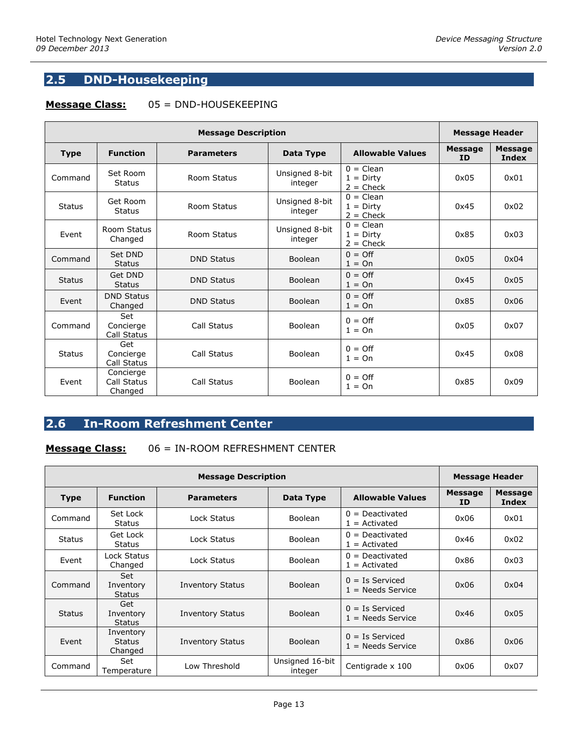## 2.5 DND-Housekeeping

**Message Class:** 05 = DND-HOUSEKEEPING

| Message Description | | | | | Message Header | |
|---|---|---|---|---|---|---|
| **Type** | **Function** | **Parameters** | **Data Type** | **Allowable Values** | **Message ID** | **Message Index** |
| Command | Set Room Status | Room Status | Unsigned 8-bit integer | 0 = Clean<br>1 = Dirty<br>2 = Check | 0x05 | 0x01 |
| Status | Get Room Status | Room Status | Unsigned 8-bit integer | 0 = Clean<br>1 = Dirty<br>2 = Check | 0x45 | 0x02 |
| Event | Room Status Changed | Room Status | Unsigned 8-bit integer | 0 = Clean<br>1 = Dirty<br>2 = Check | 0x85 | 0x03 |
| Command | Set DND Status | DND Status | Boolean | 0 = Off<br>1 = On | 0x05 | 0x04 |
| Status | Get DND Status | DND Status | Boolean | 0 = Off<br>1 = On | 0x45 | 0x05 |
| Event | DND Status Changed | DND Status | Boolean | 0 = Off<br>1 = On | 0x85 | 0x06 |
| Command | Set Concierge Call Status | Call Status | Boolean | 0 = Off<br>1 = On | 0x05 | 0x07 |
| Status | Get Concierge Call Status | Call Status | Boolean | 0 = Off<br>1 = On | 0x45 | 0x08 |
| Event | Concierge Call Status Changed | Call Status | Boolean | 0 = Off<br>1 = On | 0x85 | 0x09 |

## 2.6 In-Room Refreshment Center

**Message Class:** 06 = IN-ROOM REFRESHMENT CENTER

| Message Description | | | | | Message Header | |
|---|---|---|---|---|---|---|
| **Type** | **Function** | **Parameters** | **Data Type** | **Allowable Values** | **Message ID** | **Message Index** |
| Command | Set Lock Status | Lock Status | Boolean | 0 = Deactivated<br>1 = Activated | 0x06 | 0x01 |
| Status | Get Lock Status | Lock Status | Boolean | 0 = Deactivated<br>1 = Activated | 0x46 | 0x02 |
| Event | Lock Status Changed | Lock Status | Boolean | 0 = Deactivated<br>1 = Activated | 0x86 | 0x03 |
| Command | Set Inventory Status | Inventory Status | Boolean | 0 = Is Serviced<br>1 = Needs Service | 0x06 | 0x04 |
| Status | Get Inventory Status | Inventory Status | Boolean | 0 = Is Serviced<br>1 = Needs Service | 0x46 | 0x05 |
| Event | Inventory Status Changed | Inventory Status | Boolean | 0 = Is Serviced<br>1 = Needs Service | 0x86 | 0x06 |
| Command | Set Temperature | Low Threshold | Unsigned 16-bit integer | Centigrade x 100 | 0x06 | 0x07 |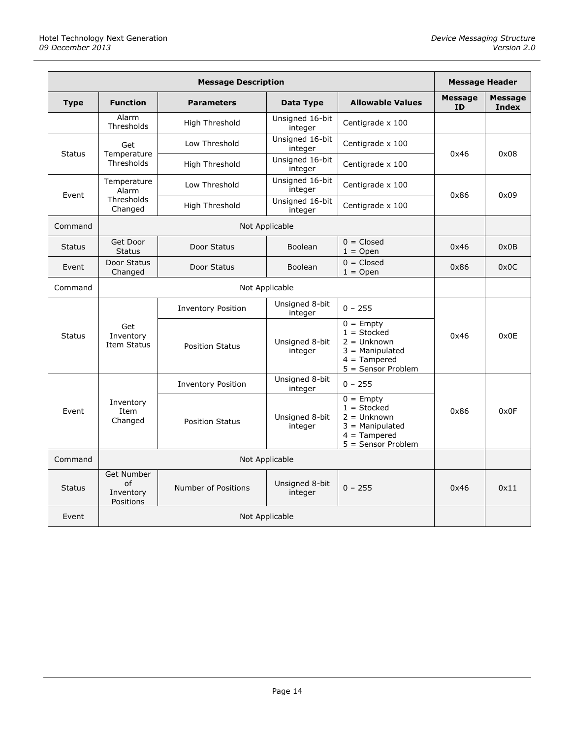| Message Description | | | | | Message Header | |
|---|---|---|---|---|---|---|
| **Type** | **Function** | **Parameters** | **Data Type** | **Allowable Values** | **Message ID** | **Message Index** |
| | Alarm Thresholds | High Threshold | Unsigned 16-bit integer | Centigrade x 100 | | |
| Status | Get Temperature Thresholds | Low Threshold | Unsigned 16-bit integer | Centigrade x 100 | 0x46 | 0x08 |
| | | High Threshold | Unsigned 16-bit integer | Centigrade x 100 | | |
| Event | Temperature Alarm Thresholds Changed | Low Threshold | Unsigned 16-bit integer | Centigrade x 100 | 0x86 | 0x09 |
| | | High Threshold | Unsigned 16-bit integer | Centigrade x 100 | | |
| Command | Not Applicable | | | | | |
| Status | Get Door Status | Door Status | Boolean | 0 = Closed<br>1 = Open | 0x46 | 0x0B |
| Event | Door Status Changed | Door Status | Boolean | 0 = Closed<br>1 = Open | 0x86 | 0x0C |
| Command | Not Applicable | | | | | |
| Status | Get Inventory Item Status | Inventory Position | Unsigned 8-bit integer | 0 – 255 | 0x46 | 0x0E |
| | | Position Status | Unsigned 8-bit integer | 0 = Empty<br>1 = Stocked<br>2 = Unknown<br>3 = Manipulated<br>4 = Tampered<br>5 = Sensor Problem | | |
| Event | Inventory Item Changed | Inventory Position | Unsigned 8-bit integer | 0 – 255 | 0x86 | 0x0F |
| | | Position Status | Unsigned 8-bit integer | 0 = Empty<br>1 = Stocked<br>2 = Unknown<br>3 = Manipulated<br>4 = Tampered<br>5 = Sensor Problem | | |
| Command | Not Applicable | | | | | |
| Status | Get Number of Inventory Positions | Number of Positions | Unsigned 8-bit integer | 0 – 255 | 0x46 | 0x11 |
| Event | Not Applicable | | | | | |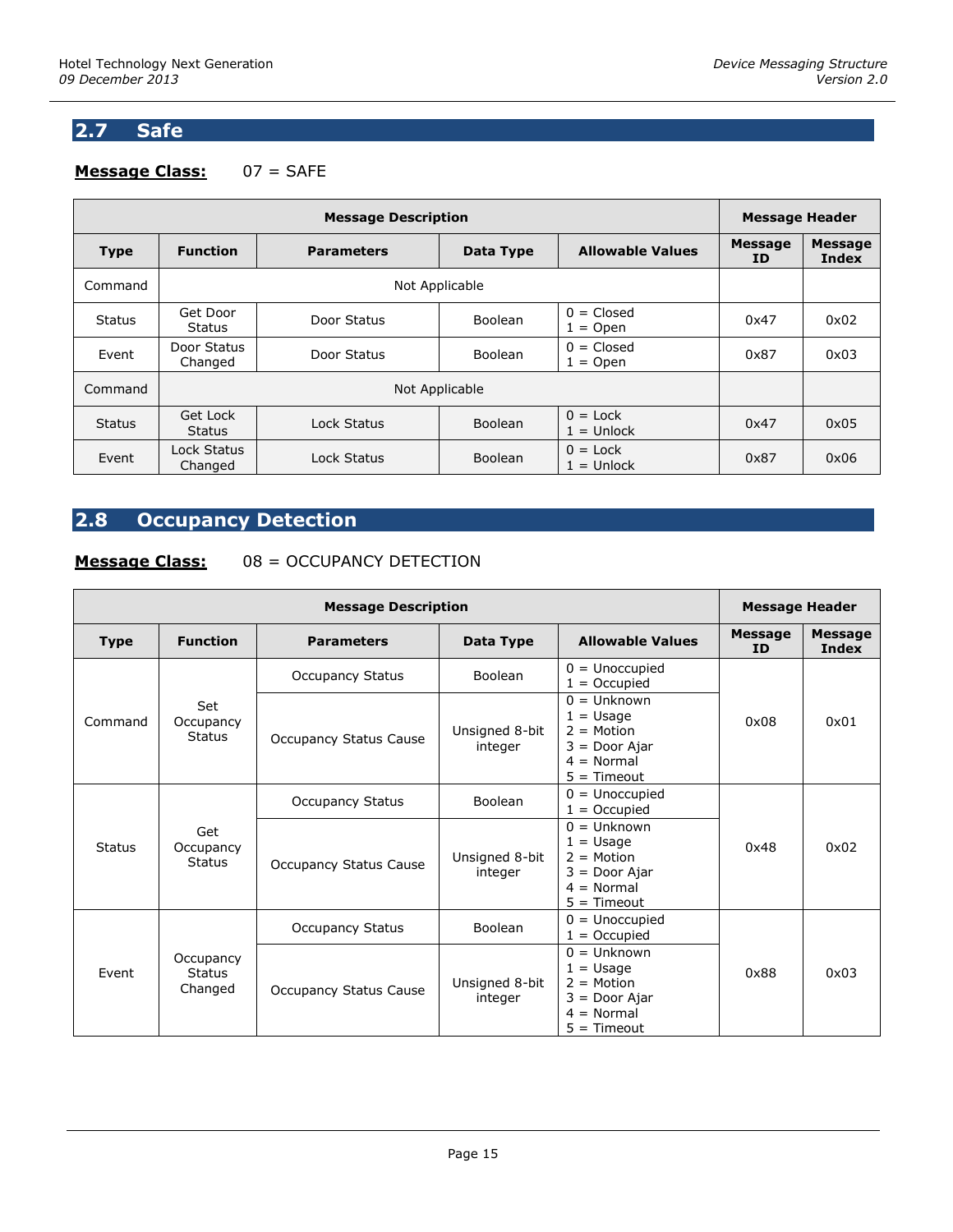## 2.7 Safe

**Message Class:** 07 = SAFE

| Message Description | | | | | Message Header | |
|---|---|---|---|---|---|---|
| **Type** | **Function** | **Parameters** | **Data Type** | **Allowable Values** | **Message ID** | **Message Index** |
| Command | Not Applicable | | | | | |
| Status | Get Door Status | Door Status | Boolean | 0 = Closed<br>1 = Open | 0x47 | 0x02 |
| Event | Door Status Changed | Door Status | Boolean | 0 = Closed<br>1 = Open | 0x87 | 0x03 |
| Command | Not Applicable | | | | | |
| Status | Get Lock Status | Lock Status | Boolean | 0 = Lock<br>1 = Unlock | 0x47 | 0x05 |
| Event | Lock Status Changed | Lock Status | Boolean | 0 = Lock<br>1 = Unlock | 0x87 | 0x06 |

## 2.8 Occupancy Detection

**Message Class:** 08 = OCCUPANCY DETECTION

| Message Description | | | | | Message Header | |
|---|---|---|---|---|---|---|
| **Type** | **Function** | **Parameters** | **Data Type** | **Allowable Values** | **Message ID** | **Message Index** |
| Command | Set Occupancy Status | Occupancy Status | Boolean | 0 = Unoccupied<br>1 = Occupied | 0x08 | 0x01 |
| | | Occupancy Status Cause | Unsigned 8-bit integer | 0 = Unknown<br>1 = Usage<br>2 = Motion<br>3 = Door Ajar<br>4 = Normal<br>5 = Timeout | | |
| Status | Get Occupancy Status | Occupancy Status | Boolean | 0 = Unoccupied<br>1 = Occupied | 0x48 | 0x02 |
| | | Occupancy Status Cause | Unsigned 8-bit integer | 0 = Unknown<br>1 = Usage<br>2 = Motion<br>3 = Door Ajar<br>4 = Normal<br>5 = Timeout | | |
| Event | Occupancy Status Changed | Occupancy Status | Boolean | 0 = Unoccupied<br>1 = Occupied | 0x88 | 0x03 |
| | | Occupancy Status Cause | Unsigned 8-bit integer | 0 = Unknown<br>1 = Usage<br>2 = Motion<br>3 = Door Ajar<br>4 = Normal<br>5 = Timeout | | |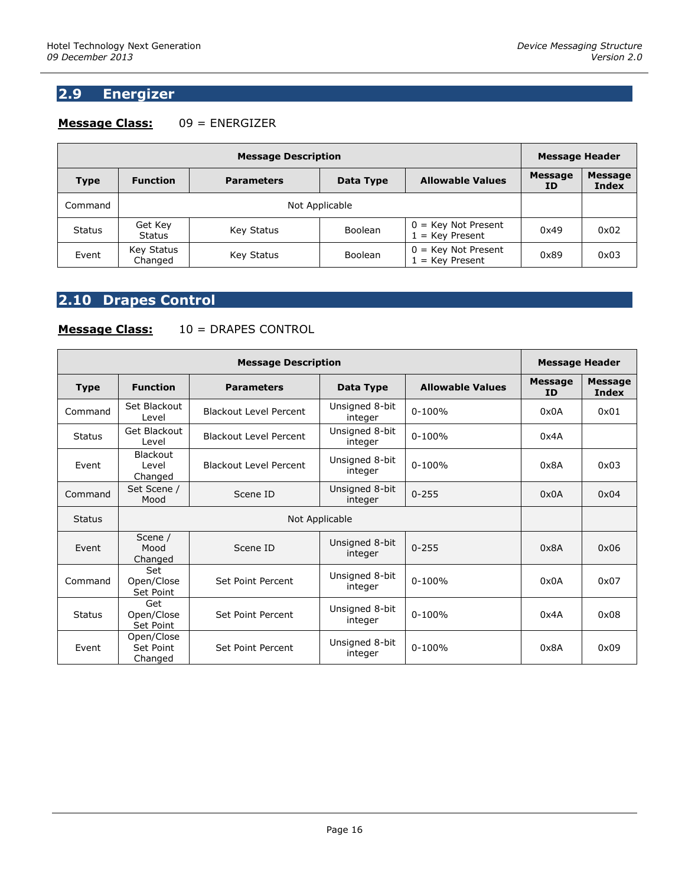## 2.9 Energizer

**Message Class:** 09 = ENERGIZER

| Message Description | | | | | Message Header | |
|---|---|---|---|---|---|---|
| **Type** | **Function** | **Parameters** | **Data Type** | **Allowable Values** | **Message ID** | **Message Index** |
| Command | Not Applicable | | | | | |
| Status | Get Key Status | Key Status | Boolean | 0 = Key Not Present<br>1 = Key Present | 0x49 | 0x02 |
| Event | Key Status Changed | Key Status | Boolean | 0 = Key Not Present<br>1 = Key Present | 0x89 | 0x03 |

## 2.10 Drapes Control

**Message Class:** 10 = DRAPES CONTROL

| Message Description | | | | | Message Header | |
|---|---|---|---|---|---|---|
| **Type** | **Function** | **Parameters** | **Data Type** | **Allowable Values** | **Message ID** | **Message Index** |
| Command | Set Blackout Level | Blackout Level Percent | Unsigned 8-bit integer | 0-100% | 0x0A | 0x01 |
| Status | Get Blackout Level | Blackout Level Percent | Unsigned 8-bit integer | 0-100% | 0x4A | |
| Event | Blackout Level Changed | Blackout Level Percent | Unsigned 8-bit integer | 0-100% | 0x8A | 0x03 |
| Command | Set Scene / Mood | Scene ID | Unsigned 8-bit integer | 0-255 | 0x0A | 0x04 |
| Status | Not Applicable | | | | | |
| Event | Scene / Mood Changed | Scene ID | Unsigned 8-bit integer | 0-255 | 0x8A | 0x06 |
| Command | Set Open/Close Set Point | Set Point Percent | Unsigned 8-bit integer | 0-100% | 0x0A | 0x07 |
| Status | Get Open/Close Set Point | Set Point Percent | Unsigned 8-bit integer | 0-100% | 0x4A | 0x08 |
| Event | Open/Close Set Point Changed | Set Point Percent | Unsigned 8-bit integer | 0-100% | 0x8A | 0x09 |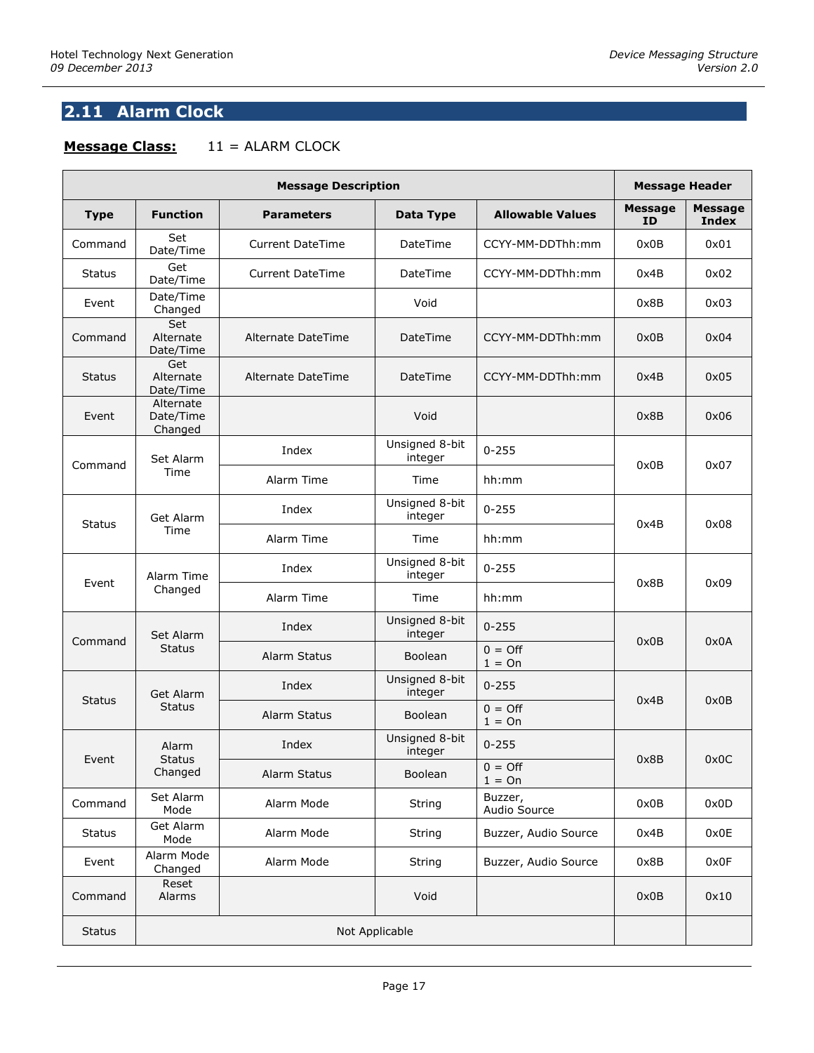## 2.11 Alarm Clock

**Message Class:** 11 = ALARM CLOCK

| Message Description | | | | | Message Header | |
|---|---|---|---|---|---|---|
| **Type** | **Function** | **Parameters** | **Data Type** | **Allowable Values** | **Message ID** | **Message Index** |
| Command | Set Date/Time | Current DateTime | DateTime | CCYY-MM-DDThh:mm | 0x0B | 0x01 |
| Status | Get Date/Time | Current DateTime | DateTime | CCYY-MM-DDThh:mm | 0x4B | 0x02 |
| Event | Date/Time Changed | | Void | | 0x8B | 0x03 |
| Command | Set Alternate Date/Time | Alternate DateTime | DateTime | CCYY-MM-DDThh:mm | 0x0B | 0x04 |
| Status | Get Alternate Date/Time | Alternate DateTime | DateTime | CCYY-MM-DDThh:mm | 0x4B | 0x05 |
| Event | Alternate Date/Time Changed | | Void | | 0x8B | 0x06 |
| Command | Set Alarm Time | Index | Unsigned 8-bit integer | 0-255 | 0x0B | 0x07 |
| | | Alarm Time | Time | hh:mm | | |
| Status | Get Alarm Time | Index | Unsigned 8-bit integer | 0-255 | 0x4B | 0x08 |
| | | Alarm Time | Time | hh:mm | | |
| Event | Alarm Time Changed | Index | Unsigned 8-bit integer | 0-255 | 0x8B | 0x09 |
| | | Alarm Time | Time | hh:mm | | |
| Command | Set Alarm Status | Index | Unsigned 8-bit integer | 0-255 | 0x0B | 0x0A |
| | | Alarm Status | Boolean | 0 = Off<br>1 = On | | |
| Status | Get Alarm Status | Index | Unsigned 8-bit integer | 0-255 | 0x4B | 0x0B |
| | | Alarm Status | Boolean | 0 = Off<br>1 = On | | |
| Event | Alarm Status Changed | Index | Unsigned 8-bit integer | 0-255 | 0x8B | 0x0C |
| | | Alarm Status | Boolean | 0 = Off<br>1 = On | | |
| Command | Set Alarm Mode | Alarm Mode | String | Buzzer,<br>Audio Source | 0x0B | 0x0D |
| Status | Get Alarm Mode | Alarm Mode | String | Buzzer, Audio Source | 0x4B | 0x0E |
| Event | Alarm Mode Changed | Alarm Mode | String | Buzzer, Audio Source | 0x8B | 0x0F |
| Command | Reset Alarms | | Void | | 0x0B | 0x10 |
| Status | Not Applicable | | | | | |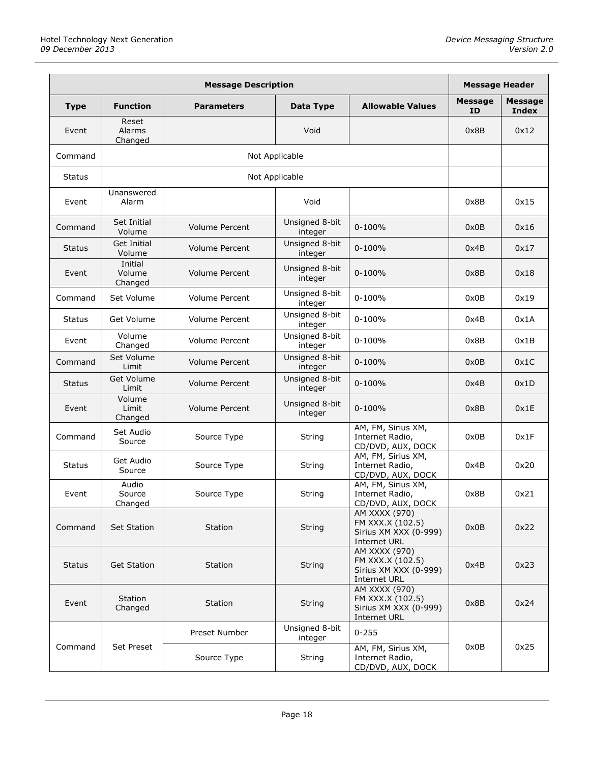| Message Description | | | | | Message Header | |
|---|---|---|---|---|---|---|
| **Type** | **Function** | **Parameters** | **Data Type** | **Allowable Values** | **Message ID** | **Message Index** |
| Event | Reset Alarms Changed | | Void | | 0x8B | 0x12 |
| Command | Not Applicable | | | | | |
| Status | Not Applicable | | | | | |
| Event | Unanswered Alarm | | Void | | 0x8B | 0x15 |
| Command | Set Initial Volume | Volume Percent | Unsigned 8-bit integer | 0-100% | 0x0B | 0x16 |
| Status | Get Initial Volume | Volume Percent | Unsigned 8-bit integer | 0-100% | 0x4B | 0x17 |
| Event | Initial Volume Changed | Volume Percent | Unsigned 8-bit integer | 0-100% | 0x8B | 0x18 |
| Command | Set Volume | Volume Percent | Unsigned 8-bit integer | 0-100% | 0x0B | 0x19 |
| Status | Get Volume | Volume Percent | Unsigned 8-bit integer | 0-100% | 0x4B | 0x1A |
| Event | Volume Changed | Volume Percent | Unsigned 8-bit integer | 0-100% | 0x8B | 0x1B |
| Command | Set Volume Limit | Volume Percent | Unsigned 8-bit integer | 0-100% | 0x0B | 0x1C |
| Status | Get Volume Limit | Volume Percent | Unsigned 8-bit integer | 0-100% | 0x4B | 0x1D |
| Event | Volume Limit Changed | Volume Percent | Unsigned 8-bit integer | 0-100% | 0x8B | 0x1E |
| Command | Set Audio Source | Source Type | String | AM, FM, Sirius XM, Internet Radio, CD/DVD, AUX, DOCK | 0x0B | 0x1F |
| Status | Get Audio Source | Source Type | String | AM, FM, Sirius XM, Internet Radio, CD/DVD, AUX, DOCK | 0x4B | 0x20 |
| Event | Audio Source Changed | Source Type | String | AM, FM, Sirius XM, Internet Radio, CD/DVD, AUX, DOCK | 0x8B | 0x21 |
| Command | Set Station | Station | String | AM XXXX (970)<br>FM XXX.X (102.5)<br>Sirius XM XXX (0-999)<br>Internet URL | 0x0B | 0x22 |
| Status | Get Station | Station | String | AM XXXX (970)<br>FM XXX.X (102.5)<br>Sirius XM XXX (0-999)<br>Internet URL | 0x4B | 0x23 |
| Event | Station Changed | Station | String | AM XXXX (970)<br>FM XXX.X (102.5)<br>Sirius XM XXX (0-999)<br>Internet URL | 0x8B | 0x24 |
| Command | Set Preset | Preset Number | Unsigned 8-bit integer | 0-255 | 0x0B | 0x25 |
| | | Source Type | String | AM, FM, Sirius XM, Internet Radio, CD/DVD, AUX, DOCK | | |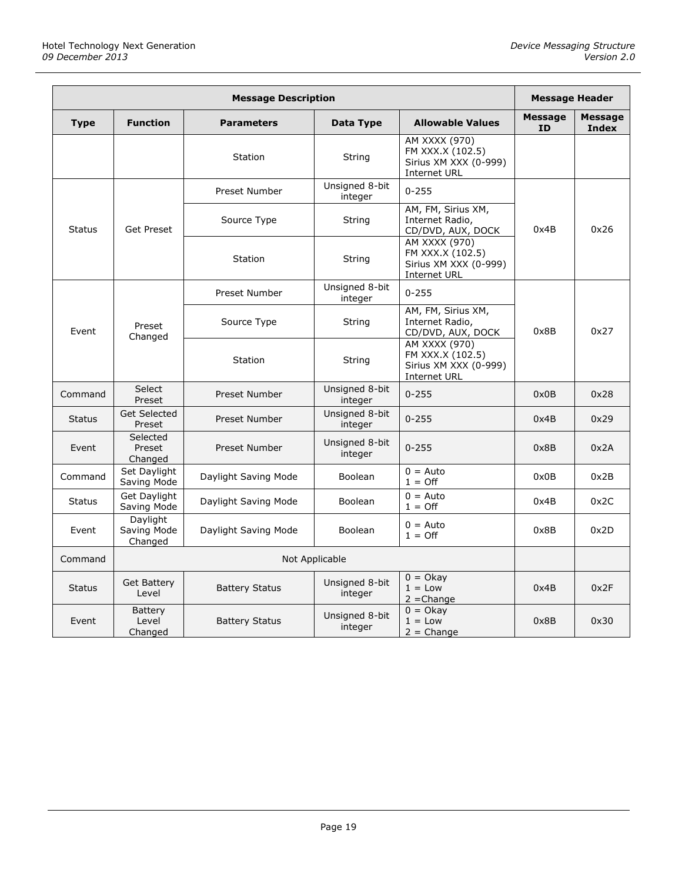| Message Description | | | | | Message Header | |
|---|---|---|---|---|---|---|
| **Type** | **Function** | **Parameters** | **Data Type** | **Allowable Values** | **Message ID** | **Message Index** |
| | | Station | String | AM XXXX (970)<br>FM XXX.X (102.5)<br>Sirius XM XXX (0-999)<br>Internet URL | | |
| Status | Get Preset | Preset Number | Unsigned 8-bit integer | 0-255 | 0x4B | 0x26 |
| | | Source Type | String | AM, FM, Sirius XM, Internet Radio, CD/DVD, AUX, DOCK | | |
| | | Station | String | AM XXXX (970)<br>FM XXX.X (102.5)<br>Sirius XM XXX (0-999)<br>Internet URL | | |
| Event | Preset Changed | Preset Number | Unsigned 8-bit integer | 0-255 | 0x8B | 0x27 |
| | | Source Type | String | AM, FM, Sirius XM, Internet Radio, CD/DVD, AUX, DOCK | | |
| | | Station | String | AM XXXX (970)<br>FM XXX.X (102.5)<br>Sirius XM XXX (0-999)<br>Internet URL | | |
| Command | Select Preset | Preset Number | Unsigned 8-bit integer | 0-255 | 0x0B | 0x28 |
| Status | Get Selected Preset | Preset Number | Unsigned 8-bit integer | 0-255 | 0x4B | 0x29 |
| Event | Selected Preset Changed | Preset Number | Unsigned 8-bit integer | 0-255 | 0x8B | 0x2A |
| Command | Set Daylight Saving Mode | Daylight Saving Mode | Boolean | 0 = Auto<br>1 = Off | 0x0B | 0x2B |
| Status | Get Daylight Saving Mode | Daylight Saving Mode | Boolean | 0 = Auto<br>1 = Off | 0x4B | 0x2C |
| Event | Daylight Saving Mode Changed | Daylight Saving Mode | Boolean | 0 = Auto<br>1 = Off | 0x8B | 0x2D |
| Command | Not Applicable | | | | | |
| Status | Get Battery Level | Battery Status | Unsigned 8-bit integer | 0 = Okay<br>1 = Low<br>2 =Change | 0x4B | 0x2F |
| Event | Battery Level Changed | Battery Status | Unsigned 8-bit integer | 0 = Okay<br>1 = Low<br>2 = Change | 0x8B | 0x30 |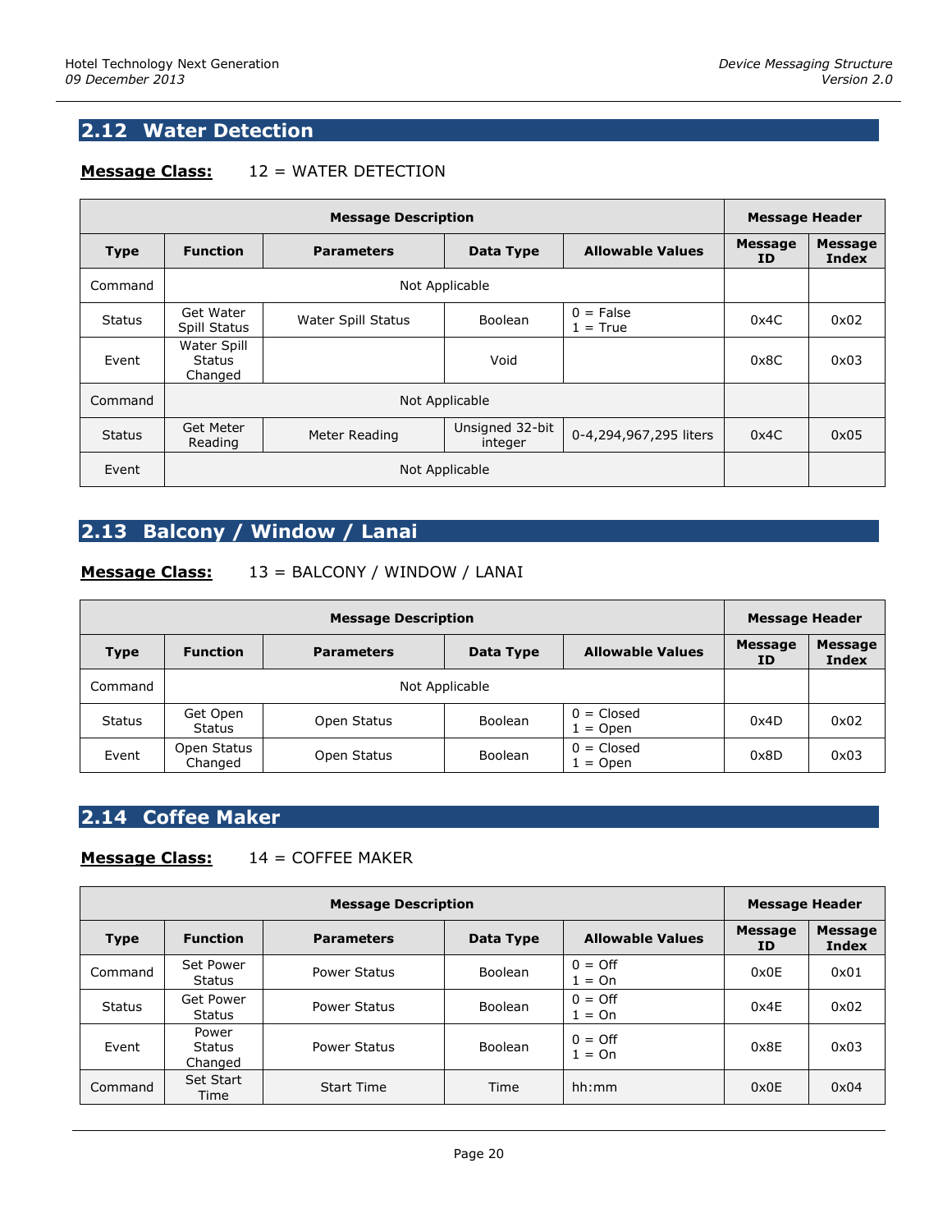## 2.12 Water Detection

**Message Class:** 12 = WATER DETECTION

| Message Description | | | | | Message Header | |
|---|---|---|---|---|---|---|
| **Type** | **Function** | **Parameters** | **Data Type** | **Allowable Values** | **Message ID** | **Message Index** |
| Command | Not Applicable | | | | | |
| Status | Get Water Spill Status | Water Spill Status | Boolean | 0 = False<br>1 = True | 0x4C | 0x02 |
| Event | Water Spill Status Changed | | Void | | 0x8C | 0x03 |
| Command | Not Applicable | | | | | |
| Status | Get Meter Reading | Meter Reading | Unsigned 32-bit integer | 0-4,294,967,295 liters | 0x4C | 0x05 |
| Event | Not Applicable | | | | | |

## 2.13 Balcony / Window / Lanai

**Message Class:** 13 = BALCONY / WINDOW / LANAI

| Message Description | | | | | Message Header | |
|---|---|---|---|---|---|---|
| **Type** | **Function** | **Parameters** | **Data Type** | **Allowable Values** | **Message ID** | **Message Index** |
| Command | Not Applicable | | | | | |
| Status | Get Open Status | Open Status | Boolean | 0 = Closed<br>1 = Open | 0x4D | 0x02 |
| Event | Open Status Changed | Open Status | Boolean | 0 = Closed<br>1 = Open | 0x8D | 0x03 |

## 2.14 Coffee Maker

**Message Class:** 14 = COFFEE MAKER

| Message Description | | | | | Message Header | |
|---|---|---|---|---|---|---|
| **Type** | **Function** | **Parameters** | **Data Type** | **Allowable Values** | **Message ID** | **Message Index** |
| Command | Set Power Status | Power Status | Boolean | 0 = Off<br>1 = On | 0x0E | 0x01 |
| Status | Get Power Status | Power Status | Boolean | 0 = Off<br>1 = On | 0x4E | 0x02 |
| Event | Power Status Changed | Power Status | Boolean | 0 = Off<br>1 = On | 0x8E | 0x03 |
| Command | Set Start Time | Start Time | Time | hh:mm | 0x0E | 0x04 |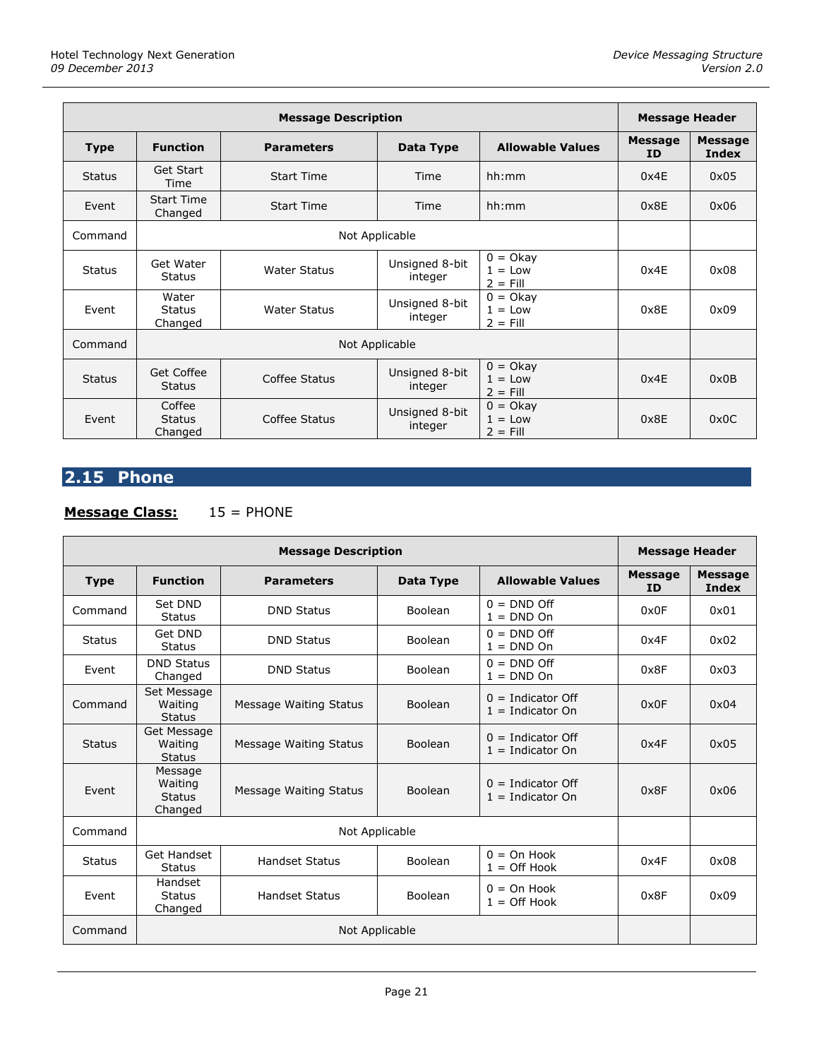| Message Description | | | | | Message Header | |
|---|---|---|---|---|---|---|
| **Type** | **Function** | **Parameters** | **Data Type** | **Allowable Values** | **Message ID** | **Message Index** |
| Status | Get Start Time | Start Time | Time | hh:mm | 0x4E | 0x05 |
| Event | Start Time Changed | Start Time | Time | hh:mm | 0x8E | 0x06 |
| Command | Not Applicable | | | | | |
| Status | Get Water Status | Water Status | Unsigned 8-bit integer | 0 = Okay<br>1 = Low<br>2 = Fill | 0x4E | 0x08 |
| Event | Water Status Changed | Water Status | Unsigned 8-bit integer | 0 = Okay<br>1 = Low<br>2 = Fill | 0x8E | 0x09 |
| Command | Not Applicable | | | | | |
| Status | Get Coffee Status | Coffee Status | Unsigned 8-bit integer | 0 = Okay<br>1 = Low<br>2 = Fill | 0x4E | 0x0B |
| Event | Coffee Status Changed | Coffee Status | Unsigned 8-bit integer | 0 = Okay<br>1 = Low<br>2 = Fill | 0x8E | 0x0C |

## 2.15 Phone

**Message Class:** 15 = PHONE

| Message Description | | | | | Message Header | |
|---|---|---|---|---|---|---|
| **Type** | **Function** | **Parameters** | **Data Type** | **Allowable Values** | **Message ID** | **Message Index** |
| Command | Set DND Status | DND Status | Boolean | 0 = DND Off<br>1 = DND On | 0x0F | 0x01 |
| Status | Get DND Status | DND Status | Boolean | 0 = DND Off<br>1 = DND On | 0x4F | 0x02 |
| Event | DND Status Changed | DND Status | Boolean | 0 = DND Off<br>1 = DND On | 0x8F | 0x03 |
| Command | Set Message Waiting Status | Message Waiting Status | Boolean | 0 = Indicator Off<br>1 = Indicator On | 0x0F | 0x04 |
| Status | Get Message Waiting Status | Message Waiting Status | Boolean | 0 = Indicator Off<br>1 = Indicator On | 0x4F | 0x05 |
| Event | Message Waiting Status Changed | Message Waiting Status | Boolean | 0 = Indicator Off<br>1 = Indicator On | 0x8F | 0x06 |
| Command | Not Applicable | | | | | |
| Status | Get Handset Status | Handset Status | Boolean | 0 = On Hook<br>1 = Off Hook | 0x4F | 0x08 |
| Event | Handset Status Changed | Handset Status | Boolean | 0 = On Hook<br>1 = Off Hook | 0x8F | 0x09 |
| Command | Not Applicable | | | | | |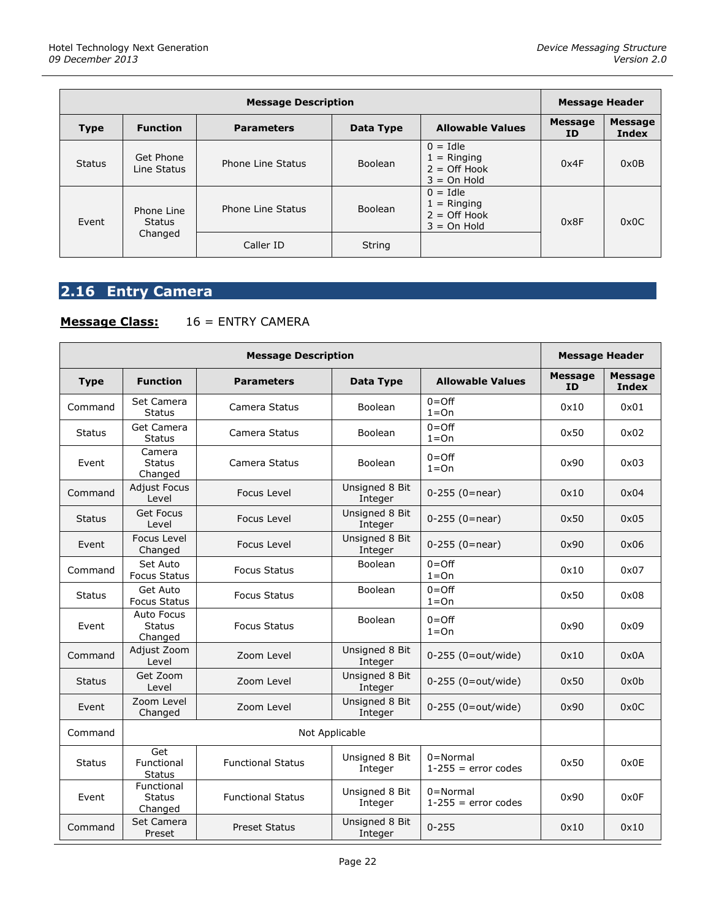| Message Description | | | | | Message Header | |
|---|---|---|---|---|---|---|
| **Type** | **Function** | **Parameters** | **Data Type** | **Allowable Values** | **Message ID** | **Message Index** |
| Status | Get Phone Line Status | Phone Line Status | Boolean | 0 = Idle<br>1 = Ringing<br>2 = Off Hook<br>3 = On Hold | 0x4F | 0x0B |
| Event | Phone Line Status Changed | Phone Line Status | Boolean | 0 = Idle<br>1 = Ringing<br>2 = Off Hook<br>3 = On Hold | 0x8F | 0x0C |
| | | Caller ID | String | | | |

## 2.16 Entry Camera

**Message Class:** 16 = ENTRY CAMERA

| Message Description | | | | | Message Header | |
|---|---|---|---|---|---|---|
| **Type** | **Function** | **Parameters** | **Data Type** | **Allowable Values** | **Message ID** | **Message Index** |
| Command | Set Camera Status | Camera Status | Boolean | 0=Off<br>1=On | 0x10 | 0x01 |
| Status | Get Camera Status | Camera Status | Boolean | 0=Off<br>1=On | 0x50 | 0x02 |
| Event | Camera Status Changed | Camera Status | Boolean | 0=Off<br>1=On | 0x90 | 0x03 |
| Command | Adjust Focus Level | Focus Level | Unsigned 8 Bit Integer | 0-255 (0=near) | 0x10 | 0x04 |
| Status | Get Focus Level | Focus Level | Unsigned 8 Bit Integer | 0-255 (0=near) | 0x50 | 0x05 |
| Event | Focus Level Changed | Focus Level | Unsigned 8 Bit Integer | 0-255 (0=near) | 0x90 | 0x06 |
| Command | Set Auto Focus Status | Focus Status | Boolean | 0=Off<br>1=On | 0x10 | 0x07 |
| Status | Get Auto Focus Status | Focus Status | Boolean | 0=Off<br>1=On | 0x50 | 0x08 |
| Event | Auto Focus Status Changed | Focus Status | Boolean | 0=Off<br>1=On | 0x90 | 0x09 |
| Command | Adjust Zoom Level | Zoom Level | Unsigned 8 Bit Integer | 0-255 (0=out/wide) | 0x10 | 0x0A |
| Status | Get Zoom Level | Zoom Level | Unsigned 8 Bit Integer | 0-255 (0=out/wide) | 0x50 | 0x0b |
| Event | Zoom Level Changed | Zoom Level | Unsigned 8 Bit Integer | 0-255 (0=out/wide) | 0x90 | 0x0C |
| Command | Not Applicable | | | | | |
| Status | Get Functional Status | Functional Status | Unsigned 8 Bit Integer | 0=Normal<br>1-255 = error codes | 0x50 | 0x0E |
| Event | Functional Status Changed | Functional Status | Unsigned 8 Bit Integer | 0=Normal<br>1-255 = error codes | 0x90 | 0x0F |
| Command | Set Camera Preset | Preset Status | Unsigned 8 Bit Integer | 0-255 | 0x10 | 0x10 |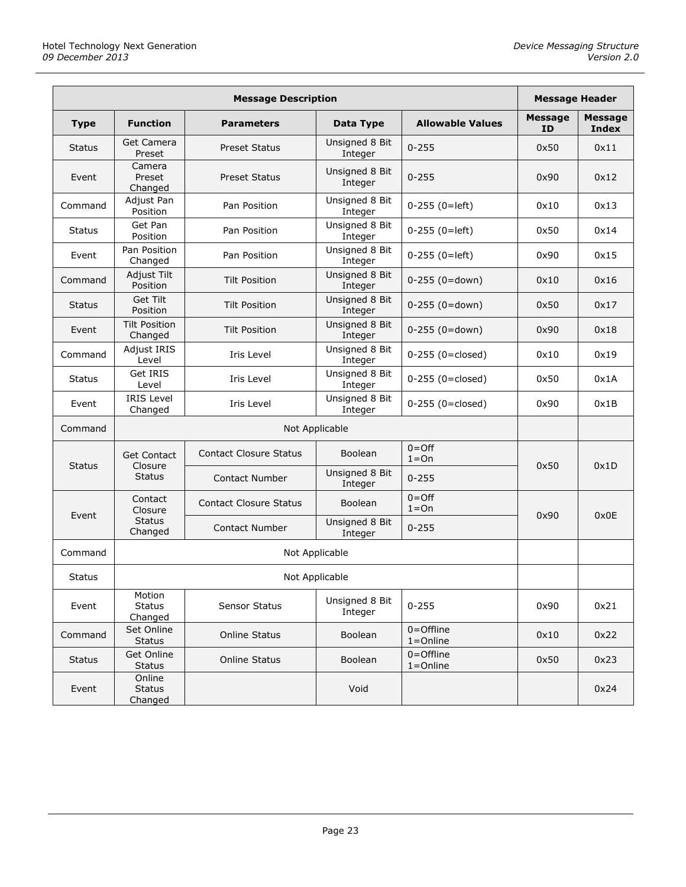| Message Description | | | | | Message Header | |
|---|---|---|---|---|---|---|
| **Type** | **Function** | **Parameters** | **Data Type** | **Allowable Values** | **Message ID** | **Message Index** |
| Status | Get Camera Preset | Preset Status | Unsigned 8 Bit Integer | 0-255 | 0x50 | 0x11 |
| Event | Camera Preset Changed | Preset Status | Unsigned 8 Bit Integer | 0-255 | 0x90 | 0x12 |
| Command | Adjust Pan Position | Pan Position | Unsigned 8 Bit Integer | 0-255 (0=left) | 0x10 | 0x13 |
| Status | Get Pan Position | Pan Position | Unsigned 8 Bit Integer | 0-255 (0=left) | 0x50 | 0x14 |
| Event | Pan Position Changed | Pan Position | Unsigned 8 Bit Integer | 0-255 (0=left) | 0x90 | 0x15 |
| Command | Adjust Tilt Position | Tilt Position | Unsigned 8 Bit Integer | 0-255 (0=down) | 0x10 | 0x16 |
| Status | Get Tilt Position | Tilt Position | Unsigned 8 Bit Integer | 0-255 (0=down) | 0x50 | 0x17 |
| Event | Tilt Position Changed | Tilt Position | Unsigned 8 Bit Integer | 0-255 (0=down) | 0x90 | 0x18 |
| Command | Adjust IRIS Level | Iris Level | Unsigned 8 Bit Integer | 0-255 (0=closed) | 0x10 | 0x19 |
| Status | Get IRIS Level | Iris Level | Unsigned 8 Bit Integer | 0-255 (0=closed) | 0x50 | 0x1A |
| Event | IRIS Level Changed | Iris Level | Unsigned 8 Bit Integer | 0-255 (0=closed) | 0x90 | 0x1B |
| Command | Not Applicable | | | | | |
| Status | Get Contact Closure Status | Contact Closure Status | Boolean | 0=Off 1=On | 0x50 | 0x1D |
| | | Contact Number | Unsigned 8 Bit Integer | 0-255 | | |
| Event | Contact Closure Status Changed | Contact Closure Status | Boolean | 0=Off 1=On | 0x90 | 0x0E |
| | | Contact Number | Unsigned 8 Bit Integer | 0-255 | | |
| Command | Not Applicable | | | | | |
| Status | Not Applicable | | | | | |
| Event | Motion Status Changed | Sensor Status | Unsigned 8 Bit Integer | 0-255 | 0x90 | 0x21 |
| Command | Set Online Status | Online Status | Boolean | 0=Offline 1=Online | 0x10 | 0x22 |
| Status | Get Online Status | Online Status | Boolean | 0=Offline 1=Online | 0x50 | 0x23 |
| Event | Online Status Changed | | Void | | | 0x24 |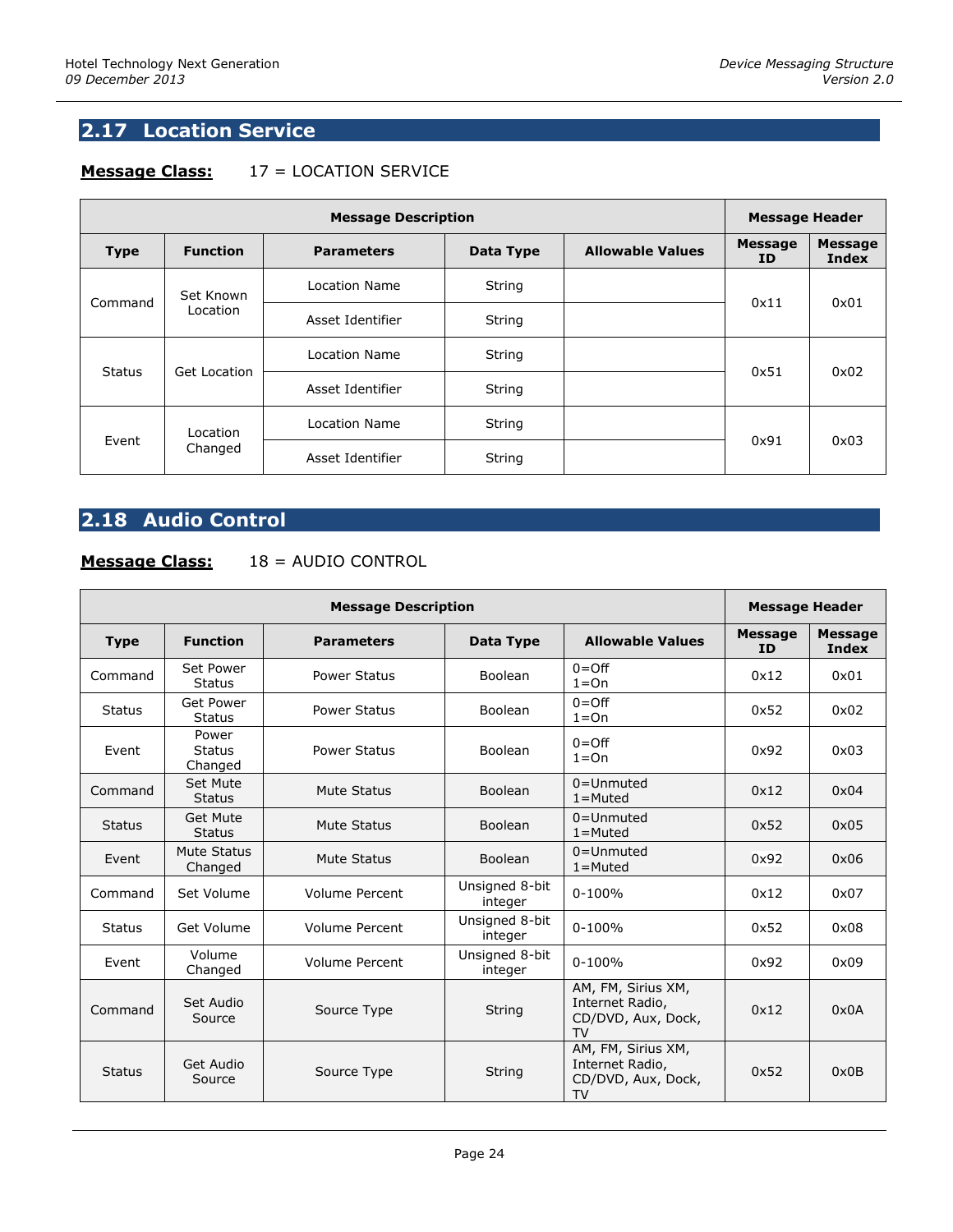## 2.17 Location Service

**Message Class:** 17 = LOCATION SERVICE

| Message Description | | | | | Message Header | |
|---|---|---|---|---|---|---|
| **Type** | **Function** | **Parameters** | **Data Type** | **Allowable Values** | **Message ID** | **Message Index** |
| Command | Set Known Location | Location Name | String | | 0x11 | 0x01 |
| | | Asset Identifier | String | | | |
| Status | Get Location | Location Name | String | | 0x51 | 0x02 |
| | | Asset Identifier | String | | | |
| Event | Location Changed | Location Name | String | | 0x91 | 0x03 |
| | | Asset Identifier | String | | | |

## 2.18 Audio Control

**Message Class:** 18 = AUDIO CONTROL

| Message Description | | | | | Message Header | |
|---|---|---|---|---|---|---|
| **Type** | **Function** | **Parameters** | **Data Type** | **Allowable Values** | **Message ID** | **Message Index** |
| Command | Set Power Status | Power Status | Boolean | 0=Off<br>1=On | 0x12 | 0x01 |
| Status | Get Power Status | Power Status | Boolean | 0=Off<br>1=On | 0x52 | 0x02 |
| Event | Power Status Changed | Power Status | Boolean | 0=Off<br>1=On | 0x92 | 0x03 |
| Command | Set Mute Status | Mute Status | Boolean | 0=Unmuted<br>1=Muted | 0x12 | 0x04 |
| Status | Get Mute Status | Mute Status | Boolean | 0=Unmuted<br>1=Muted | 0x52 | 0x05 |
| Event | Mute Status Changed | Mute Status | Boolean | 0=Unmuted<br>1=Muted | 0x92 | 0x06 |
| Command | Set Volume | Volume Percent | Unsigned 8-bit integer | 0-100% | 0x12 | 0x07 |
| Status | Get Volume | Volume Percent | Unsigned 8-bit integer | 0-100% | 0x52 | 0x08 |
| Event | Volume Changed | Volume Percent | Unsigned 8-bit integer | 0-100% | 0x92 | 0x09 |
| Command | Set Audio Source | Source Type | String | AM, FM, Sirius XM, Internet Radio, CD/DVD, Aux, Dock, TV | 0x12 | 0x0A |
| Status | Get Audio Source | Source Type | String | AM, FM, Sirius XM, Internet Radio, CD/DVD, Aux, Dock, TV | 0x52 | 0x0B |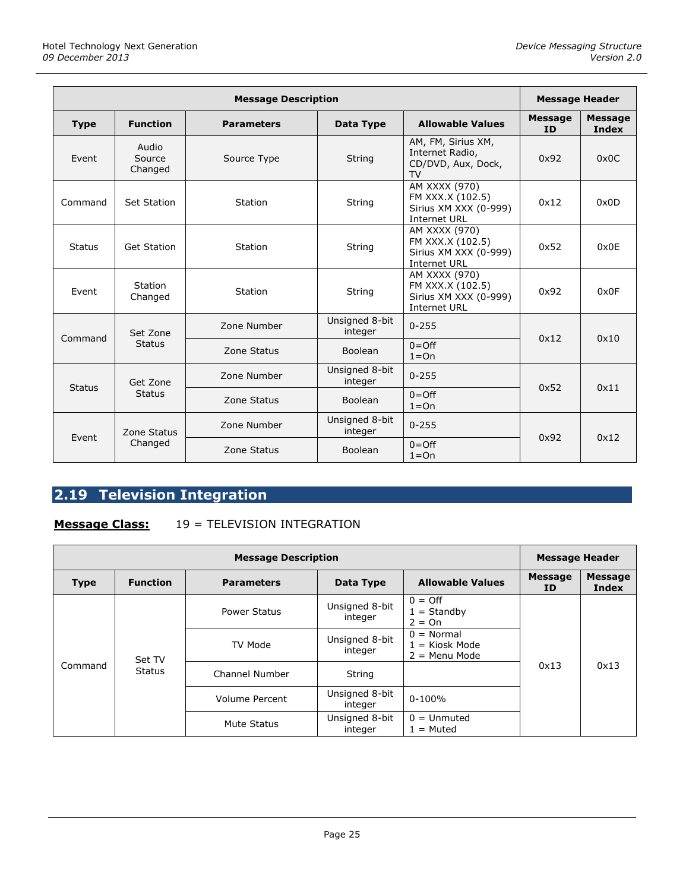| Message Description | | | | | Message Header | |
|---|---|---|---|---|---|---|
| **Type** | **Function** | **Parameters** | **Data Type** | **Allowable Values** | **Message ID** | **Message Index** |
| Event | Audio Source Changed | Source Type | String | AM, FM, Sirius XM, Internet Radio, CD/DVD, Aux, Dock, TV | 0x92 | 0x0C |
| Command | Set Station | Station | String | AM XXXX (970)<br>FM XXX.X (102.5)<br>Sirius XM XXX (0-999)<br>Internet URL | 0x12 | 0x0D |
| Status | Get Station | Station | String | AM XXXX (970)<br>FM XXX.X (102.5)<br>Sirius XM XXX (0-999)<br>Internet URL | 0x52 | 0x0E |
| Event | Station Changed | Station | String | AM XXXX (970)<br>FM XXX.X (102.5)<br>Sirius XM XXX (0-999)<br>Internet URL | 0x92 | 0x0F |
| Command | Set Zone Status | Zone Number | Unsigned 8-bit integer | 0-255 | 0x12 | 0x10 |
| | | Zone Status | Boolean | 0=Off<br>1=On | | |
| Status | Get Zone Status | Zone Number | Unsigned 8-bit integer | 0-255 | 0x52 | 0x11 |
| | | Zone Status | Boolean | 0=Off<br>1=On | | |
| Event | Zone Status Changed | Zone Number | Unsigned 8-bit integer | 0-255 | 0x92 | 0x12 |
| | | Zone Status | Boolean | 0=Off<br>1=On | | |

## 2.19 Television Integration

**Message Class:** 19 = TELEVISION INTEGRATION

| Message Description | | | | | Message Header | |
|---|---|---|---|---|---|---|
| **Type** | **Function** | **Parameters** | **Data Type** | **Allowable Values** | **Message ID** | **Message Index** |
| Command | Set TV Status | Power Status | Unsigned 8-bit integer | 0 = Off<br>1 = Standby<br>2 = On | 0x13 | 0x13 |
| | | TV Mode | Unsigned 8-bit integer | 0 = Normal<br>1 = Kiosk Mode<br>2 = Menu Mode | | |
| | | Channel Number | String | | | |
| | | Volume Percent | Unsigned 8-bit integer | 0-100% | | |
| | | Mute Status | Unsigned 8-bit integer | 0 = Unmuted<br>1 = Muted | | |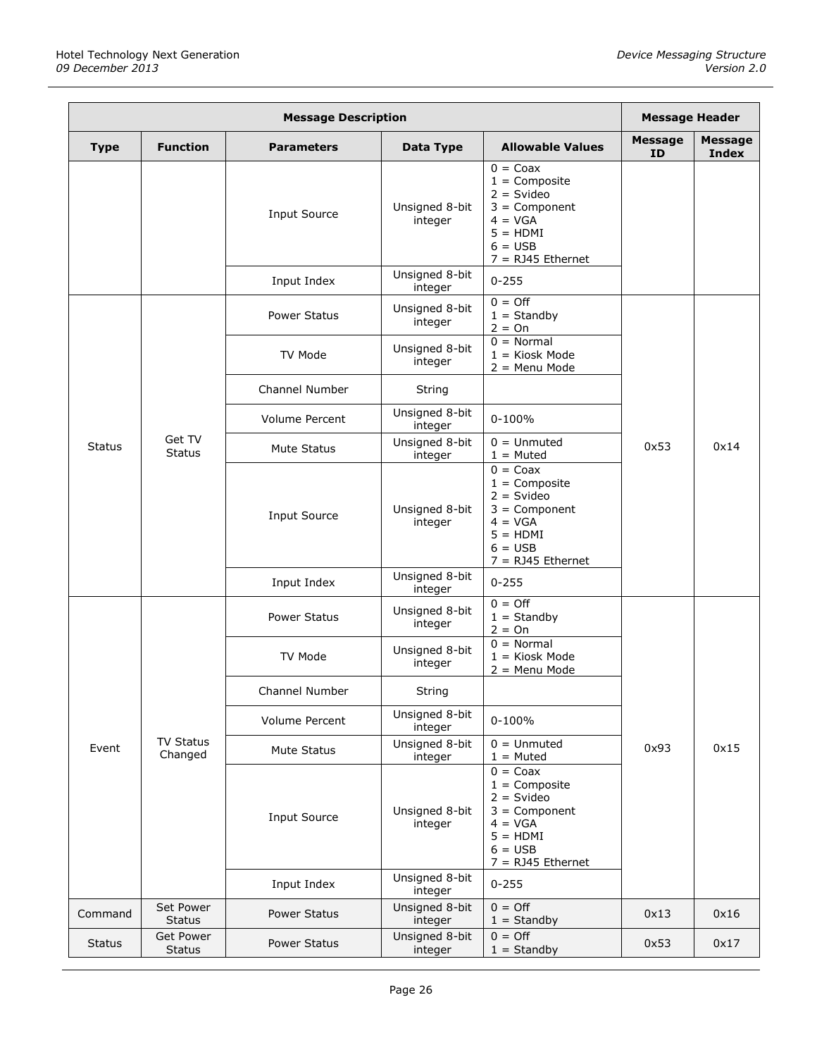| Message Description | | | | | Message Header | |
|---|---|---|---|---|---|---|
| Type | Function | Parameters | Data Type | Allowable Values | Message ID | Message Index |
| | | Input Source | Unsigned 8-bit integer | 0 = Coax<br>1 = Composite<br>2 = Svideo<br>3 = Component<br>4 = VGA<br>5 = HDMI<br>6 = USB<br>7 = RJ45 Ethernet | | |
| | | Input Index | Unsigned 8-bit integer | 0-255 | | |
| Status | Get TV Status | Power Status | Unsigned 8-bit integer | 0 = Off<br>1 = Standby<br>2 = On | 0x53 | 0x14 |
| | | TV Mode | Unsigned 8-bit integer | 0 = Normal<br>1 = Kiosk Mode<br>2 = Menu Mode | | |
| | | Channel Number | String | | | |
| | | Volume Percent | Unsigned 8-bit integer | 0-100% | | |
| | | Mute Status | Unsigned 8-bit integer | 0 = Unmuted<br>1 = Muted | | |
| | | Input Source | Unsigned 8-bit integer | 0 = Coax<br>1 = Composite<br>2 = Svideo<br>3 = Component<br>4 = VGA<br>5 = HDMI<br>6 = USB<br>7 = RJ45 Ethernet | | |
| | | Input Index | Unsigned 8-bit integer | 0-255 | | |
| Event | TV Status Changed | Power Status | Unsigned 8-bit integer | 0 = Off<br>1 = Standby<br>2 = On | 0x93 | 0x15 |
| | | TV Mode | Unsigned 8-bit integer | 0 = Normal<br>1 = Kiosk Mode<br>2 = Menu Mode | | |
| | | Channel Number | String | | | |
| | | Volume Percent | Unsigned 8-bit integer | 0-100% | | |
| | | Mute Status | Unsigned 8-bit integer | 0 = Unmuted<br>1 = Muted | | |
| | | Input Source | Unsigned 8-bit integer | 0 = Coax<br>1 = Composite<br>2 = Svideo<br>3 = Component<br>4 = VGA<br>5 = HDMI<br>6 = USB<br>7 = RJ45 Ethernet | | |
| | | Input Index | Unsigned 8-bit integer | 0-255 | | |
| Command | Set Power Status | Power Status | Unsigned 8-bit integer | 0 = Off<br>1 = Standby | 0x13 | 0x16 |
| Status | Get Power Status | Power Status | Unsigned 8-bit integer | 0 = Off<br>1 = Standby | 0x53 | 0x17 |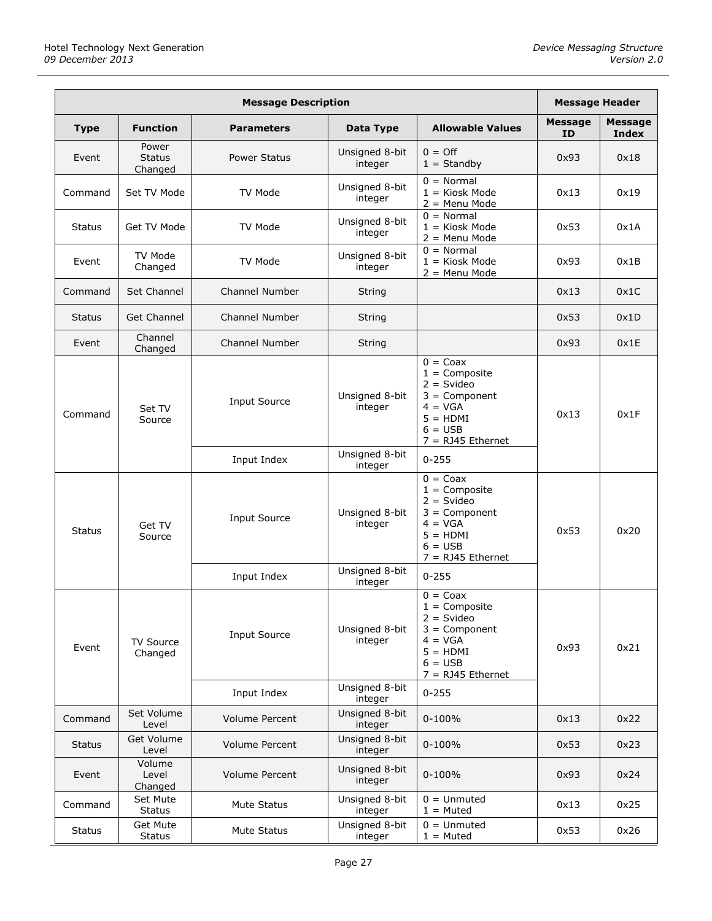| Message Description | | | | | Message Header | |
|---|---|---|---|---|---|---|
| **Type** | **Function** | **Parameters** | **Data Type** | **Allowable Values** | **Message ID** | **Message Index** |
| Event | Power Status Changed | Power Status | Unsigned 8-bit integer | 0 = Off<br>1 = Standby | 0x93 | 0x18 |
| Command | Set TV Mode | TV Mode | Unsigned 8-bit integer | 0 = Normal<br>1 = Kiosk Mode<br>2 = Menu Mode | 0x13 | 0x19 |
| Status | Get TV Mode | TV Mode | Unsigned 8-bit integer | 0 = Normal<br>1 = Kiosk Mode<br>2 = Menu Mode | 0x53 | 0x1A |
| Event | TV Mode Changed | TV Mode | Unsigned 8-bit integer | 0 = Normal<br>1 = Kiosk Mode<br>2 = Menu Mode | 0x93 | 0x1B |
| Command | Set Channel | Channel Number | String | | 0x13 | 0x1C |
| Status | Get Channel | Channel Number | String | | 0x53 | 0x1D |
| Event | Channel Changed | Channel Number | String | | 0x93 | 0x1E |
| Command | Set TV Source | Input Source | Unsigned 8-bit integer | 0 = Coax<br>1 = Composite<br>2 = Svideo<br>3 = Component<br>4 = VGA<br>5 = HDMI<br>6 = USB<br>7 = RJ45 Ethernet | 0x13 | 0x1F |
| | | Input Index | Unsigned 8-bit integer | 0-255 | | |
| Status | Get TV Source | Input Source | Unsigned 8-bit integer | 0 = Coax<br>1 = Composite<br>2 = Svideo<br>3 = Component<br>4 = VGA<br>5 = HDMI<br>6 = USB<br>7 = RJ45 Ethernet | 0x53 | 0x20 |
| | | Input Index | Unsigned 8-bit integer | 0-255 | | |
| Event | TV Source Changed | Input Source | Unsigned 8-bit integer | 0 = Coax<br>1 = Composite<br>2 = Svideo<br>3 = Component<br>4 = VGA<br>5 = HDMI<br>6 = USB<br>7 = RJ45 Ethernet | 0x93 | 0x21 |
| | | Input Index | Unsigned 8-bit integer | 0-255 | | |
| Command | Set Volume Level | Volume Percent | Unsigned 8-bit integer | 0-100% | 0x13 | 0x22 |
| Status | Get Volume Level | Volume Percent | Unsigned 8-bit integer | 0-100% | 0x53 | 0x23 |
| Event | Volume Level Changed | Volume Percent | Unsigned 8-bit integer | 0-100% | 0x93 | 0x24 |
| Command | Set Mute Status | Mute Status | Unsigned 8-bit integer | 0 = Unmuted<br>1 = Muted | 0x13 | 0x25 |
| Status | Get Mute Status | Mute Status | Unsigned 8-bit integer | 0 = Unmuted<br>1 = Muted | 0x53 | 0x26 |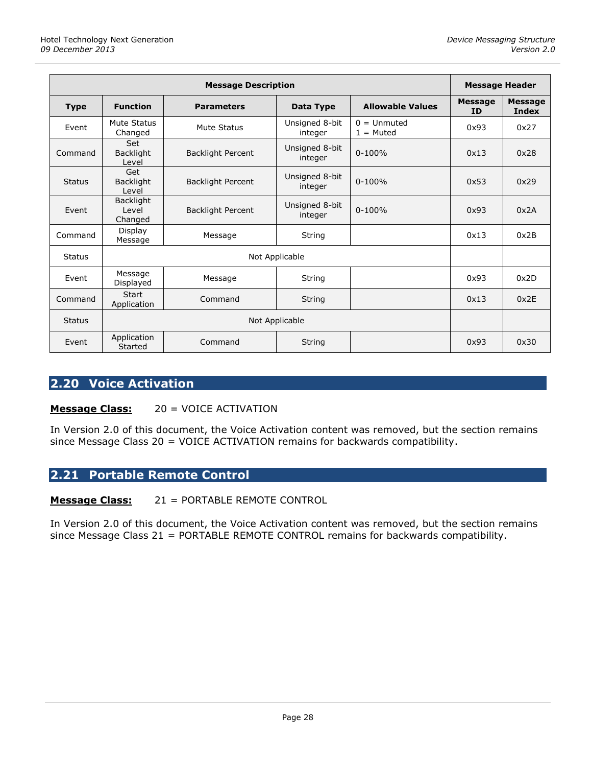| Message Description | | | | | Message Header | |
|---|---|---|---|---|---|---|
| **Type** | **Function** | **Parameters** | **Data Type** | **Allowable Values** | **Message ID** | **Message Index** |
| Event | Mute Status Changed | Mute Status | Unsigned 8-bit integer | 0 = Unmuted<br>1 = Muted | 0x93 | 0x27 |
| Command | Set Backlight Level | Backlight Percent | Unsigned 8-bit integer | 0-100% | 0x13 | 0x28 |
| Status | Get Backlight Level | Backlight Percent | Unsigned 8-bit integer | 0-100% | 0x53 | 0x29 |
| Event | Backlight Level Changed | Backlight Percent | Unsigned 8-bit integer | 0-100% | 0x93 | 0x2A |
| Command | Display Message | Message | String | | 0x13 | 0x2B |
| Status | Not Applicable | | | | | |
| Event | Message Displayed | Message | String | | 0x93 | 0x2D |
| Command | Start Application | Command | String | | 0x13 | 0x2E |
| Status | Not Applicable | | | | | |
| Event | Application Started | Command | String | | 0x93 | 0x30 |

## 2.20 Voice Activation

**Message Class:** 20 = VOICE ACTIVATION

In Version 2.0 of this document, the Voice Activation content was removed, but the section remains since Message Class 20 = VOICE ACTIVATION remains for backwards compatibility.

## 2.21 Portable Remote Control

**Message Class:** 21 = PORTABLE REMOTE CONTROL

In Version 2.0 of this document, the Voice Activation content was removed, but the section remains since Message Class 21 = PORTABLE REMOTE CONTROL remains for backwards compatibility.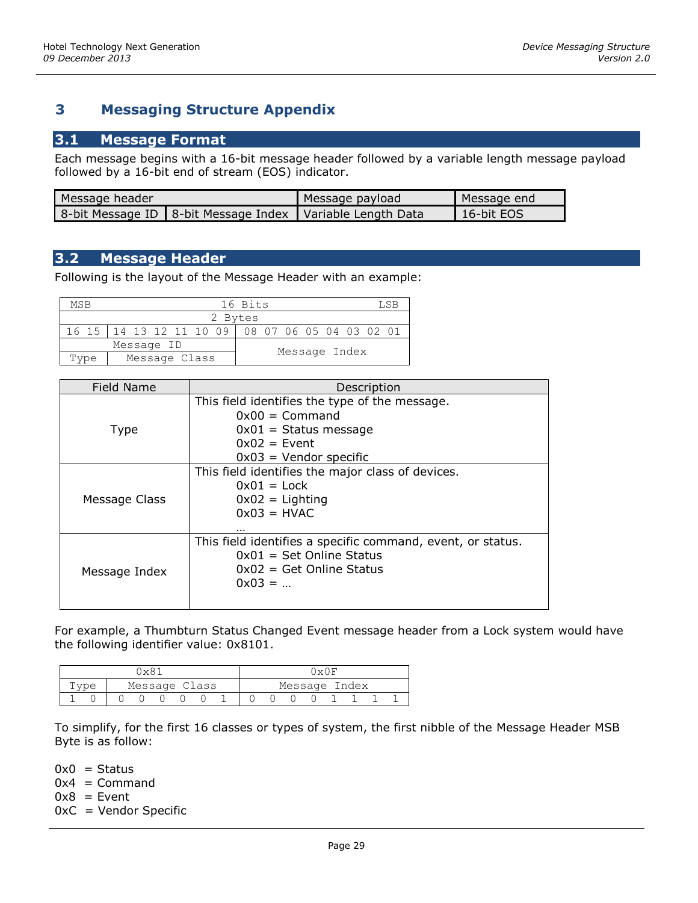# 3 Messaging Structure Appendix

## 3.1 Message Format

Each message begins with a 16-bit message header followed by a variable length message payload followed by a 16-bit end of stream (EOS) indicator.

| Message header | | Message payload | Message end |
|---|---|---|---|
| 8-bit Message ID | 8-bit Message Index | Variable Length Data | 16-bit EOS |

## 3.2 Message Header

Following is the layout of the Message Header with an example:

| MSB 16 Bits LSB | | |
|---|---|---|
| 2 Bytes | | |
| 16 15 | 14 13 12 11 10 09 | 08 07 06 05 04 03 02 01 |
| Message ID | | Message Index |
| Type | Message Class | |

| Field Name | Description |
|---|---|
| Type | This field identifies the type of the message.<br>0x00 = Command<br>0x01 = Status message<br>0x02 = Event<br>0x03 = Vendor specific |
| Message Class | This field identifies the major class of devices.<br>0x01 = Lock<br>0x02 = Lighting<br>0x03 = HVAC<br>… |
| Message Index | This field identifies a specific command, event, or status.<br>0x01 = Set Online Status<br>0x02 = Get Online Status<br>0x03 = … |

For example, a Thumbturn Status Changed Event message header from a Lock system would have the following identifier value: 0x8101.

| 0x81 | | 0x0F |
|---|---|---|
| Type | Message Class | Message Index |
| 1 0 | 0 0 0 0 0 1 | 0 0 0 0 1 1 1 1 |

To simplify, for the first 16 classes or types of system, the first nibble of the Message Header MSB Byte is as follow:

0x0 = Status
0x4 = Command
0x8 = Event
0xC = Vendor Specific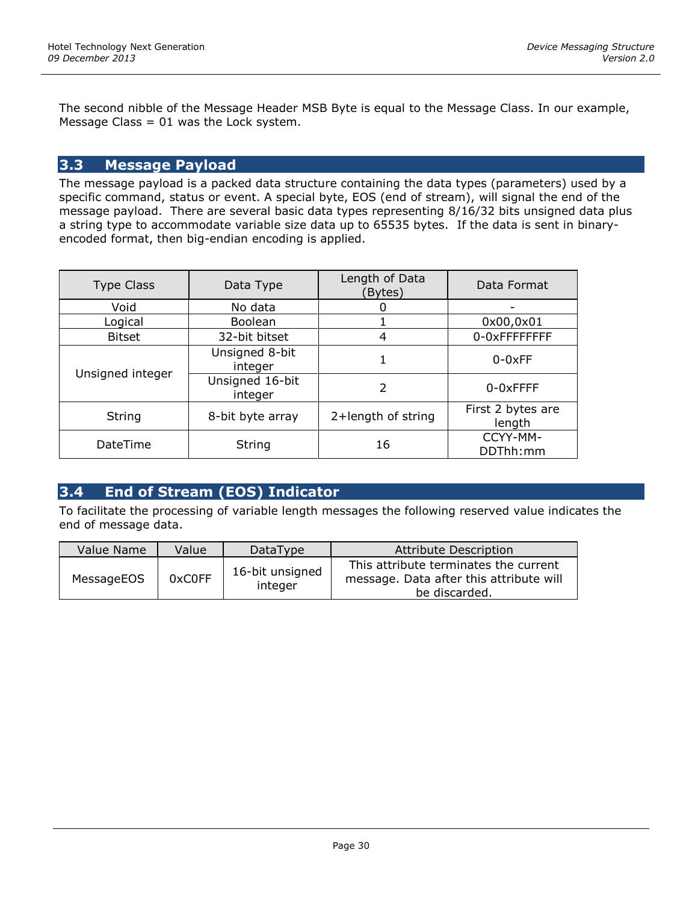The second nibble of the Message Header MSB Byte is equal to the Message Class. In our example, Message Class = 01 was the Lock system.

## 3.3 Message Payload

The message payload is a packed data structure containing the data types (parameters) used by a specific command, status or event. A special byte, EOS (end of stream), will signal the end of the message payload. There are several basic data types representing 8/16/32 bits unsigned data plus a string type to accommodate variable size data up to 65535 bytes. If the data is sent in binary-encoded format, then big-endian encoding is applied.

| Type Class | Data Type | Length of Data (Bytes) | Data Format |
|---|---|---|---|
| Void | No data | 0 | - |
| Logical | Boolean | 1 | 0x00,0x01 |
| Bitset | 32-bit bitset | 4 | 0-0xFFFFFFFF |
| Unsigned integer | Unsigned 8-bit integer | 1 | 0-0xFF |
| | Unsigned 16-bit integer | 2 | 0-0xFFFF |
| String | 8-bit byte array | 2+length of string | First 2 bytes are length |
| DateTime | String | 16 | CCYY-MM-DDThh:mm |

## 3.4 End of Stream (EOS) Indicator

To facilitate the processing of variable length messages the following reserved value indicates the end of message data.

| Value Name | Value | DataType | Attribute Description |
|---|---|---|---|
| MessageEOS | 0xC0FF | 16-bit unsigned integer | This attribute terminates the current message. Data after this attribute will be discarded. |